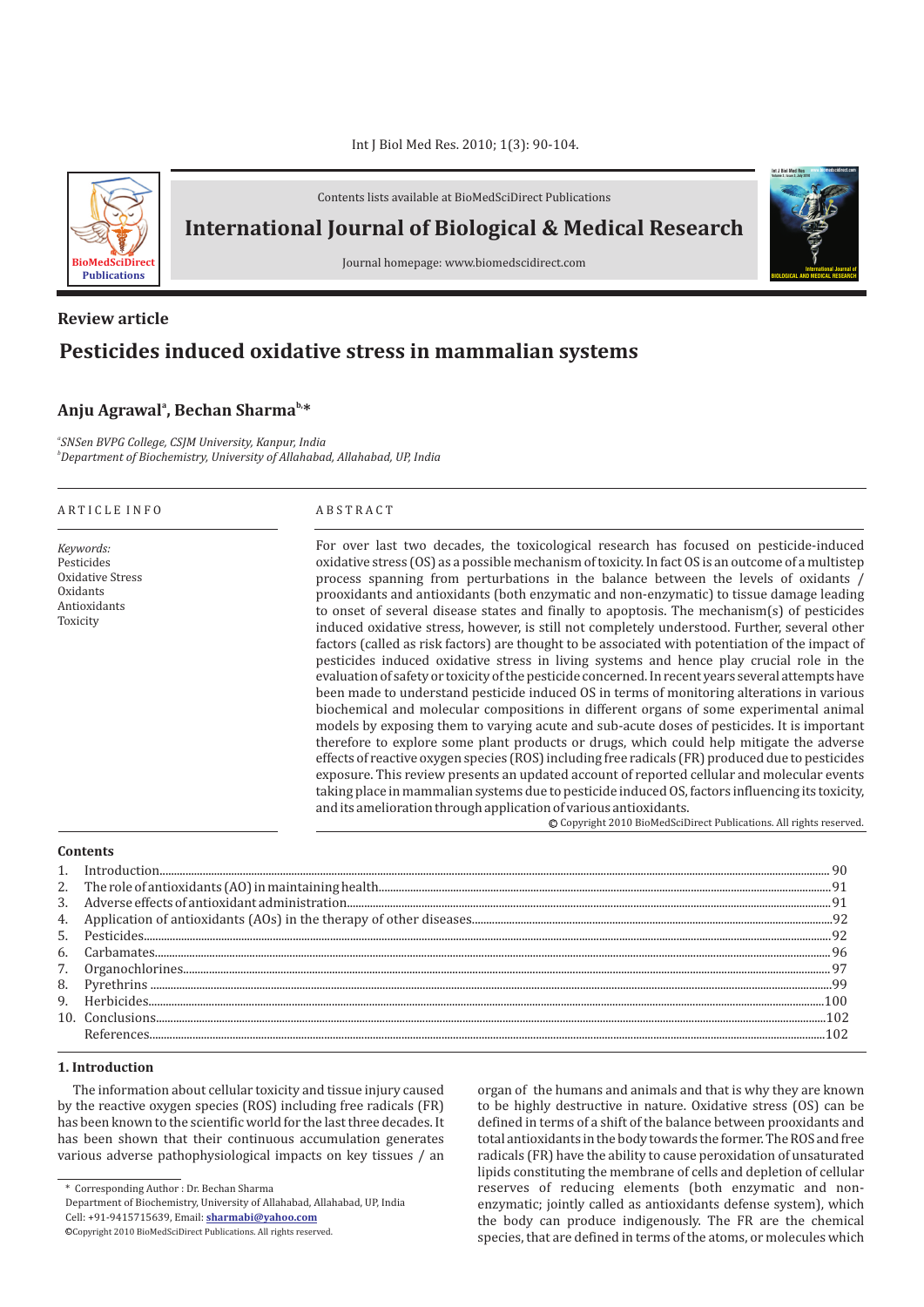Contents lists available at BioMedSciDirect Publications

# International Journal of Biological & Medical Research

Journal homepage: www.biomedscidirect.com

**Review article**

## Pesticides induced oxidative stress in mammalian systems

**Anju Agrawal[a], Bechan Sharma[b,*]**

[a]*SNSen BVPG College, CSJM University, Kanpur, India*
[b]*Department of Biochemistry, University of Allahabad, Allahabad, UP, India*

ARTICLE INFO

*Keywords:*
Pesticides
Oxidative Stress
Oxidants
Antioxidants
Toxicity

ABSTRACT

For over last two decades, the toxicological research has focused on pesticide-induced oxidative stress (OS) as a possible mechanism of toxicity. In fact OS is an outcome of a multistep process spanning from perturbations in the balance between the levels of oxidants / prooxidants and antioxidants (both enzymatic and non-enzymatic) to tissue damage leading to onset of several disease states and finally to apoptosis. The mechanism(s) of pesticides induced oxidative stress, however, is still not completely understood. Further, several other factors (called as risk factors) are thought to be associated with potentiation of the impact of pesticides induced oxidative stress in living systems and hence play crucial role in the evaluation of safety or toxicity of the pesticide concerned. In recent years several attempts have been made to understand pesticide induced OS in terms of monitoring alterations in various biochemical and molecular compositions in different organs of some experimental animal models by exposing them to varying acute and sub-acute doses of pesticides. It is important therefore to explore some plant products or drugs, which could help mitigate the adverse effects of reactive oxygen species (ROS) including free radicals (FR) produced due to pesticides exposure. This review presents an updated account of reported cellular and molecular events taking place in mammalian systems due to pesticide induced OS, factors influencing its toxicity, and its amelioration through application of various antioxidants.

© Copyright 2010 BioMedSciDirect Publications. All rights reserved.

**Contents**

1. Introduction ........ 90
2. The role of antioxidants (AO) in maintaining health ........ 91
3. Adverse effects of antioxidant administration ........ 91
4. Application of antioxidants (AOs) in the therapy of other diseases ........ 92
5. Pesticides ........ 92
6. Carbamates ........ 96
7. Organochlorines ........ 97
8. Pyrethrins ........ 99
9. Herbicides ........ 100
10. Conclusions ........ 102

References ........ 102

## 1. Introduction

The information about cellular toxicity and tissue injury caused by the reactive oxygen species (ROS) including free radicals (FR) has been known to the scientific world for the last three decades. It has been shown that their continuous accumulation generates various adverse pathophysiological impacts on key tissues / an organ of the humans and animals and that is why they are known to be highly destructive in nature. Oxidative stress (OS) can be defined in terms of a shift of the balance between prooxidants and total antioxidants in the body towards the former. The ROS and free radicals (FR) have the ability to cause peroxidation of unsaturated lipids constituting the membrane of cells and depletion of cellular reserves of reducing elements (both enzymatic and non-enzymatic; jointly called as antioxidants defense system), which the body can produce indigenously. The FR are the chemical species, that are defined in terms of the atoms, or molecules which

\* Corresponding Author : Dr. Bechan Sharma
Department of Biochemistry, University of Allahabad, Allahabad, UP, India
Cell: +91-9415715639, Email: **sharmabi@yahoo.com**
©Copyright 2010 BioMedSciDirect Publications. All rights reserved.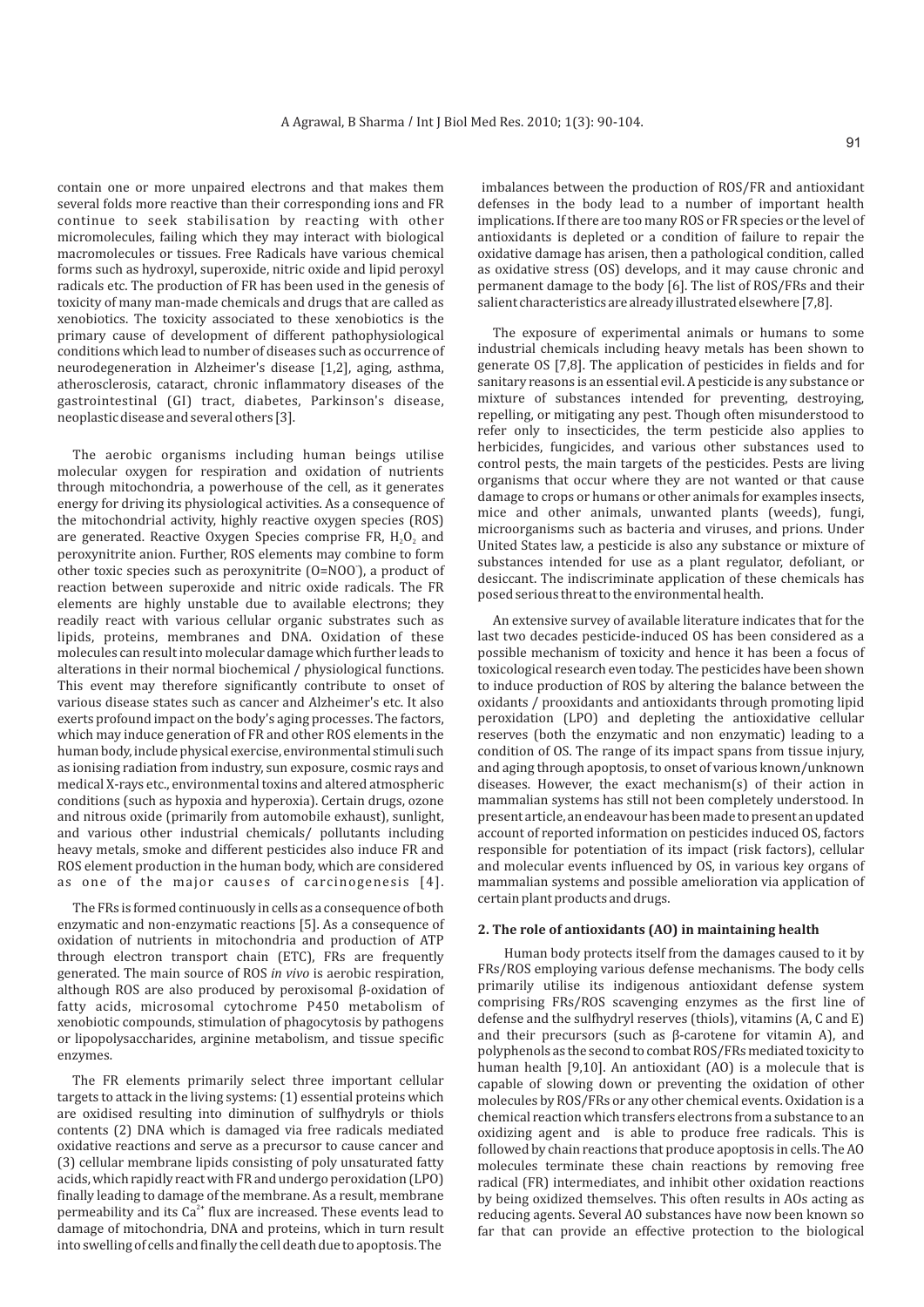contain one or more unpaired electrons and that makes them several folds more reactive than their corresponding ions and FR continue to seek stabilisation by reacting with other micromolecules, failing which they may interact with biological macromolecules or tissues. Free Radicals have various chemical forms such as hydroxyl, superoxide, nitric oxide and lipid peroxyl radicals etc. The production of FR has been used in the genesis of toxicity of many man-made chemicals and drugs that are called as xenobiotics. The toxicity associated to these xenobiotics is the primary cause of development of different pathophysiological conditions which lead to number of diseases such as occurrence of neurodegeneration in Alzheimer's disease [1,2], aging, asthma, atherosclerosis, cataract, chronic inflammatory diseases of the gastrointestinal (GI) tract, diabetes, Parkinson's disease, neoplastic disease and several others [3].

The aerobic organisms including human beings utilise molecular oxygen for respiration and oxidation of nutrients through mitochondria, a powerhouse of the cell, as it generates energy for driving its physiological activities. As a consequence of the mitochondrial activity, highly reactive oxygen species (ROS) are generated. Reactive Oxygen Species comprise FR, $H_2O_2$ and peroxynitrite anion. Further, ROS elements may combine to form other toxic species such as peroxynitrite ($O=NOO^-$), a product of reaction between superoxide and nitric oxide radicals. The FR elements are highly unstable due to available electrons; they readily react with various cellular organic substrates such as lipids, proteins, membranes and DNA. Oxidation of these molecules can result into molecular damage which further leads to alterations in their normal biochemical / physiological functions. This event may therefore significantly contribute to onset of various disease states such as cancer and Alzheimer's etc. It also exerts profound impact on the body's aging processes. The factors, which may induce generation of FR and other ROS elements in the human body, include physical exercise, environmental stimuli such as ionising radiation from industry, sun exposure, cosmic rays and medical X-rays etc., environmental toxins and altered atmospheric conditions (such as hypoxia and hyperoxia). Certain drugs, ozone and nitrous oxide (primarily from automobile exhaust), sunlight, and various other industrial chemicals/ pollutants including heavy metals, smoke and different pesticides also induce FR and ROS element production in the human body, which are considered as one of the major causes of carcinogenesis [4].

The FRs is formed continuously in cells as a consequence of both enzymatic and non-enzymatic reactions [5]. As a consequence of oxidation of nutrients in mitochondria and production of ATP through electron transport chain (ETC), FRs are frequently generated. The main source of ROS *in vivo* is aerobic respiration, although ROS are also produced by peroxisomal β-oxidation of fatty acids, microsomal cytochrome P450 metabolism of xenobiotic compounds, stimulation of phagocytosis by pathogens or lipopolysaccharides, arginine metabolism, and tissue specific enzymes.

The FR elements primarily select three important cellular targets to attack in the living systems: (1) essential proteins which are oxidised resulting into diminution of sulfhydryls or thiols contents (2) DNA which is damaged via free radicals mediated oxidative reactions and serve as a precursor to cause cancer and (3) cellular membrane lipids consisting of poly unsaturated fatty acids, which rapidly react with FR and undergo peroxidation (LPO) finally leading to damage of the membrane. As a result, membrane permeability and its $Ca^{2+}$ flux are increased. These events lead to damage of mitochondria, DNA and proteins, which in turn result into swelling of cells and finally the cell death due to apoptosis. The imbalances between the production of ROS/FR and antioxidant defenses in the body lead to a number of important health implications. If there are too many ROS or FR species or the level of antioxidants is depleted or a condition of failure to repair the oxidative damage has arisen, then a pathological condition, called as oxidative stress (OS) develops, and it may cause chronic and permanent damage to the body [6]. The list of ROS/FRs and their salient characteristics are already illustrated elsewhere [7,8].

The exposure of experimental animals or humans to some industrial chemicals including heavy metals has been shown to generate OS [7,8]. The application of pesticides in fields and for sanitary reasons is an essential evil. A pesticide is any substance or mixture of substances intended for preventing, destroying, repelling, or mitigating any pest. Though often misunderstood to refer only to insecticides, the term pesticide also applies to herbicides, fungicides, and various other substances used to control pests, the main targets of the pesticides. Pests are living organisms that occur where they are not wanted or that cause damage to crops or humans or other animals for examples insects, mice and other animals, unwanted plants (weeds), fungi, microorganisms such as bacteria and viruses, and prions. Under United States law, a pesticide is also any substance or mixture of substances intended for use as a plant regulator, defoliant, or desiccant. The indiscriminate application of these chemicals has posed serious threat to the environmental health.

An extensive survey of available literature indicates that for the last two decades pesticide-induced OS has been considered as a possible mechanism of toxicity and hence it has been a focus of toxicological research even today. The pesticides have been shown to induce production of ROS by altering the balance between the oxidants / prooxidants and antioxidants through promoting lipid peroxidation (LPO) and depleting the antioxidative cellular reserves (both the enzymatic and non enzymatic) leading to a condition of OS. The range of its impact spans from tissue injury, and aging through apoptosis, to onset of various known/unknown diseases. However, the exact mechanism(s) of their action in mammalian systems has still not been completely understood. In present article, an endeavour has been made to present an updated account of reported information on pesticides induced OS, factors responsible for potentiation of its impact (risk factors), cellular and molecular events influenced by OS, in various key organs of mammalian systems and possible amelioration via application of certain plant products and drugs.

## 2. The role of antioxidants (AO) in maintaining health

Human body protects itself from the damages caused to it by FRs/ROS employing various defense mechanisms. The body cells primarily utilise its indigenous antioxidant defense system comprising FRs/ROS scavenging enzymes as the first line of defense and the sulfhydryl reserves (thiols), vitamins (A, C and E) and their precursors (such as β-carotene for vitamin A), and polyphenols as the second to combat ROS/FRs mediated toxicity to human health [9,10]. An antioxidant (AO) is a molecule that is capable of slowing down or preventing the oxidation of other molecules by ROS/FRs or any other chemical events. Oxidation is a chemical reaction which transfers electrons from a substance to an oxidizing agent and is able to produce free radicals. This is followed by chain reactions that produce apoptosis in cells. The AO molecules terminate these chain reactions by removing free radical (FR) intermediates, and inhibit other oxidation reactions by being oxidized themselves. This often results in AOs acting as reducing agents. Several AO substances have now been known so far that can provide an effective protection to the biological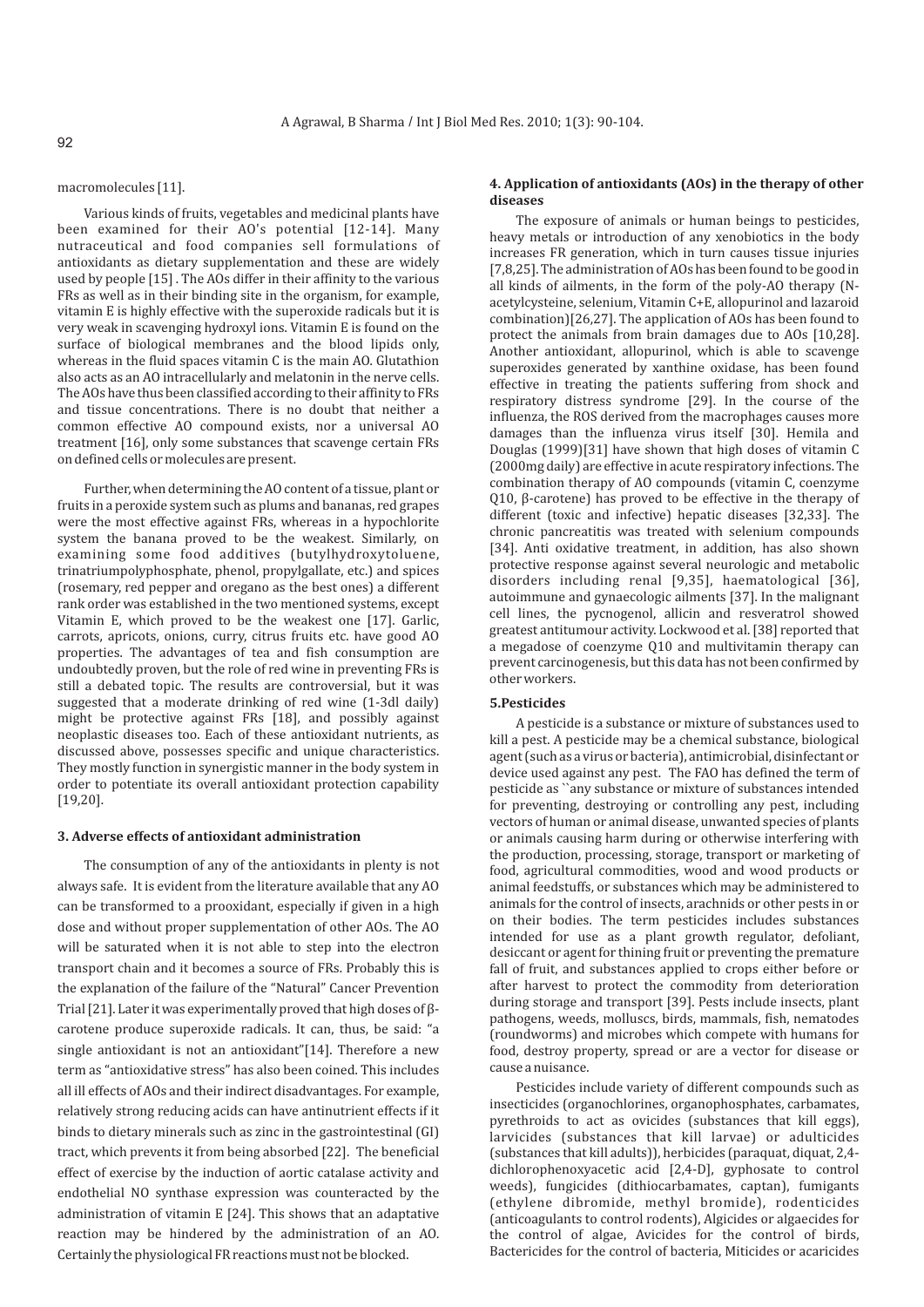macromolecules [11].

Various kinds of fruits, vegetables and medicinal plants have been examined for their AO's potential [12-14]. Many nutraceutical and food companies sell formulations of antioxidants as dietary supplementation and these are widely used by people [15] . The AOs differ in their affinity to the various FRs as well as in their binding site in the organism, for example, vitamin E is highly effective with the superoxide radicals but it is very weak in scavenging hydroxyl ions. Vitamin E is found on the surface of biological membranes and the blood lipids only, whereas in the fluid spaces vitamin C is the main AO. Glutathion also acts as an AO intracellularly and melatonin in the nerve cells. The AOs have thus been classified according to their affinity to FRs and tissue concentrations. There is no doubt that neither a common effective AO compound exists, nor a universal AO treatment [16], only some substances that scavenge certain FRs on defined cells or molecules are present.

Further, when determining the AO content of a tissue, plant or fruits in a peroxide system such as plums and bananas, red grapes were the most effective against FRs, whereas in a hypochlorite system the banana proved to be the weakest. Similarly, on examining some food additives (butylhydroxytoluene, trinatriumpolyphosphate, phenol, propylgallate, etc.) and spices (rosemary, red pepper and oregano as the best ones) a different rank order was established in the two mentioned systems, except Vitamin E, which proved to be the weakest one [17]. Garlic, carrots, apricots, onions, curry, citrus fruits etc. have good AO properties. The advantages of tea and fish consumption are undoubtedly proven, but the role of red wine in preventing FRs is still a debated topic. The results are controversial, but it was suggested that a moderate drinking of red wine (1-3dl daily) might be protective against FRs [18], and possibly against neoplastic diseases too. Each of these antioxidant nutrients, as discussed above, possesses specific and unique characteristics. They mostly function in synergistic manner in the body system in order to potentiate its overall antioxidant protection capability [19,20].

## 3. Adverse effects of antioxidant administration

The consumption of any of the antioxidants in plenty is not always safe. It is evident from the literature available that any AO can be transformed to a prooxidant, especially if given in a high dose and without proper supplementation of other AOs. The AO will be saturated when it is not able to step into the electron transport chain and it becomes a source of FRs. Probably this is the explanation of the failure of the "Natural" Cancer Prevention Trial [21]. Later it was experimentally proved that high doses of β-carotene produce superoxide radicals. It can, thus, be said: "a single antioxidant is not an antioxidant"[14]. Therefore a new term as "antioxidative stress" has also been coined. This includes all ill effects of AOs and their indirect disadvantages. For example, relatively strong reducing acids can have antinutrient effects if it binds to dietary minerals such as zinc in the gastrointestinal (GI) tract, which prevents it from being absorbed [22]. The beneficial effect of exercise by the induction of aortic catalase activity and endothelial NO synthase expression was counteracted by the administration of vitamin E [24]. This shows that an adaptative reaction may be hindered by the administration of an AO. Certainly the physiological FR reactions must not be blocked.

## 4. Application of antioxidants (AOs) in the therapy of other diseases

The exposure of animals or human beings to pesticides, heavy metals or introduction of any xenobiotics in the body increases FR generation, which in turn causes tissue injuries [7,8,25]. The administration of AOs has been found to be good in all kinds of ailments, in the form of the poly-AO therapy (N-acetylcysteine, selenium, Vitamin C+E, allopurinol and lazaroid combination)[26,27]. The application of AOs has been found to protect the animals from brain damages due to AOs [10,28]. Another antioxidant, allopurinol, which is able to scavenge superoxides generated by xanthine oxidase, has been found effective in treating the patients suffering from shock and respiratory distress syndrome [29]. In the course of the influenza, the ROS derived from the macrophages causes more damages than the influenza virus itself [30]. Hemila and Douglas (1999)[31] have shown that high doses of vitamin C (2000mg daily) are effective in acute respiratory infections. The combination therapy of AO compounds (vitamin C, coenzyme Q10, β-carotene) has proved to be effective in the therapy of different (toxic and infective) hepatic diseases [32,33]. The chronic pancreatitis was treated with selenium compounds [34]. Anti oxidative treatment, in addition, has also shown protective response against several neurologic and metabolic disorders including renal [9,35], haematological [36], autoimmune and gynaecologic ailments [37]. In the malignant cell lines, the pycnogenol, allicin and resveratrol showed greatest antitumour activity. Lockwood et al. [38] reported that a megadose of coenzyme Q10 and multivitamin therapy can prevent carcinogenesis, but this data has not been confirmed by other workers.

## 5.Pesticides

A pesticide is a substance or mixture of substances used to kill a pest. A pesticide may be a chemical substance, biological agent (such as a virus or bacteria), antimicrobial, disinfectant or device used against any pest. The FAO has defined the term of pesticide as ``any substance or mixture of substances intended for preventing, destroying or controlling any pest, including vectors of human or animal disease, unwanted species of plants or animals causing harm during or otherwise interfering with the production, processing, storage, transport or marketing of food, agricultural commodities, wood and wood products or animal feedstuffs, or substances which may be administered to animals for the control of insects, arachnids or other pests in or on their bodies. The term pesticides includes substances intended for use as a plant growth regulator, defoliant, desiccant or agent for thining fruit or preventing the premature fall of fruit, and substances applied to crops either before or after harvest to protect the commodity from deterioration during storage and transport [39]. Pests include insects, plant pathogens, weeds, molluscs, birds, mammals, fish, nematodes (roundworms) and microbes which compete with humans for food, destroy property, spread or are a vector for disease or cause a nuisance.

Pesticides include variety of different compounds such as insecticides (organochlorines, organophosphates, carbamates, pyrethroids to act as ovicides (substances that kill eggs), larvicides (substances that kill larvae) or adulticides (substances that kill adults)), herbicides (paraquat, diquat, 2,4-dichlorophenoxyacetic acid [2,4-D], gyphosate to control weeds), fungicides (dithiocarbamates, captan), fumigants (ethylene dibromide, methyl bromide), rodenticides (anticoagulants to control rodents), Algicides or algaecides for the control of algae, Avicides for the control of birds, Bactericides for the control of bacteria, Miticides or acaricides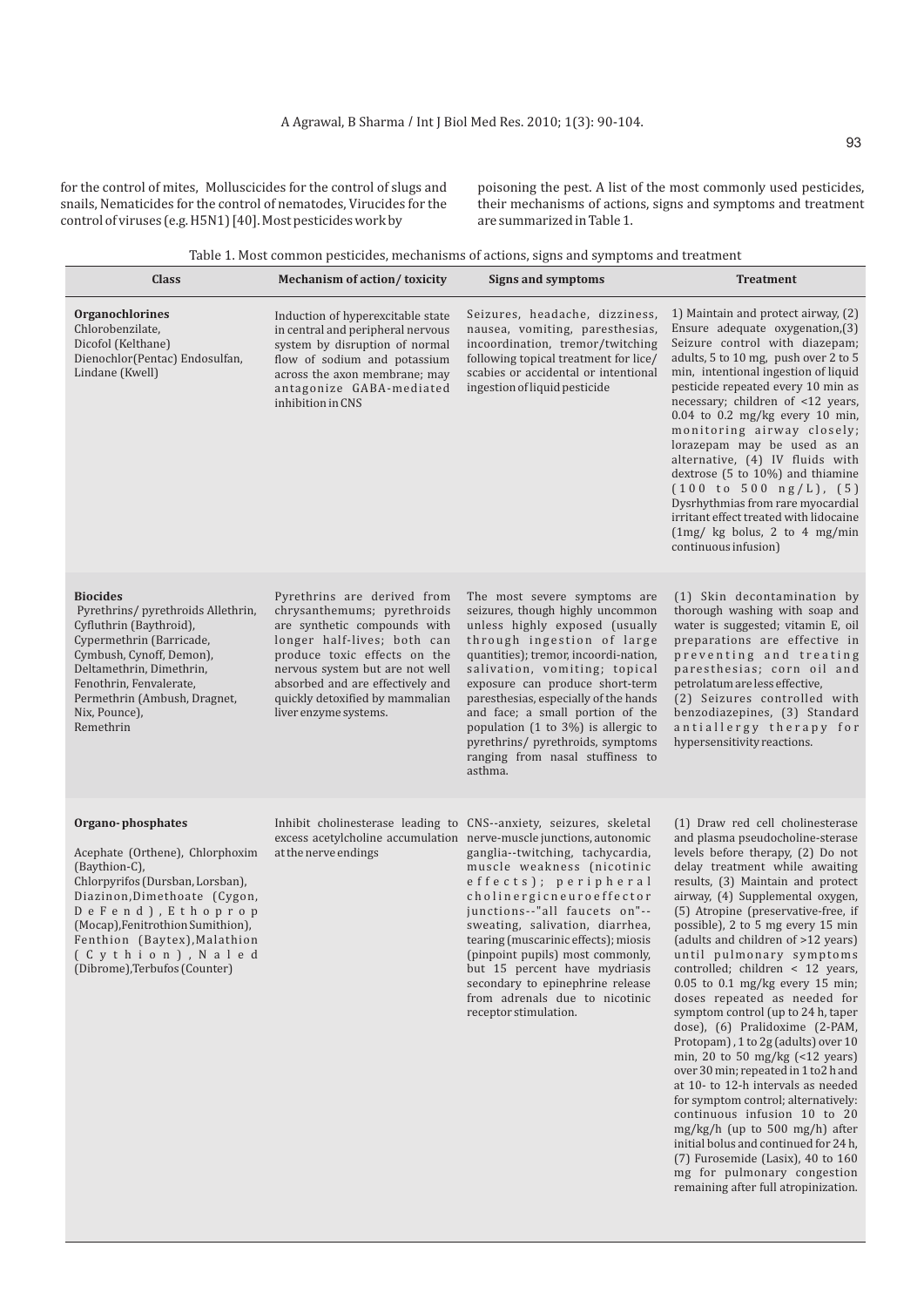for the control of mites, Molluscicides for the control of slugs and snails, Nematicides for the control of nematodes, Virucides for the control of viruses (e.g. H5N1) [40]. Most pesticides work by poisoning the pest. A list of the most commonly used pesticides, their mechanisms of actions, signs and symptoms and treatment are summarized in Table 1.

Table 1. Most common pesticides, mechanisms of actions, signs and symptoms and treatment

| Class | Mechanism of action/ toxicity | Signs and symptoms | Treatment |
|---|---|---|---|
| **Organochlorines** Chlorobenzilate, Dicofol (Kelthane) Dienochlor(Pentac) Endosulfan, Lindane (Kwell) | Induction of hyperexcitable state in central and peripheral nervous system by disruption of normal flow of sodium and potassium across the axon membrane; may antagonize GABA-mediated inhibition in CNS | Seizures, headache, dizziness, nausea, vomiting, paresthesias, incoordination, tremor/twitching following topical treatment for lice/ scabies or accidental or intentional ingestion of liquid pesticide | 1) Maintain and protect airway, (2) Ensure adequate oxygenation,(3) Seizure control with diazepam; adults, 5 to 10 mg, push over 2 to 5 min, intentional ingestion of liquid pesticide repeated every 10 min as necessary; children of <12 years, 0.04 to 0.2 mg/kg every 10 min, monitoring airway closely; lorazepam may be used as an alternative, (4) IV fluids with dextrose (5 to 10%) and thiamine (100 to 500 ng/L), (5) Dysrhythmias from rare myocardial irritant effect treated with lidocaine (1mg/ kg bolus, 2 to 4 mg/min continuous infusion) |
| **Biocides** Pyrethrins/ pyrethroids Allethrin, Cyfluthrin (Baythroid), Cypermethrin (Barricade, Cymbush, Cynoff, Demon), Deltamethrin, Dimethrin, Fenothrin, Fenvalerate, Permethrin (Ambush, Dragnet, Nix, Pounce), Remethrin | Pyrethrins are derived from chrysanthemums; pyrethroids are synthetic compounds with longer half-lives; both can produce toxic effects on the nervous system but are not well absorbed and are effectively and quickly detoxified by mammalian liver enzyme systems. | The most severe symptoms are seizures, though highly uncommon unless highly exposed (usually through ingestion of large quantities); tremor, incoordi-nation, salivation, vomiting; topical exposure can produce short-term paresthesias, especially of the hands and face; a small portion of the population (1 to 3%) is allergic to pyrethrins/ pyrethroids, symptoms ranging from nasal stuffiness to asthma. | (1) Skin decontamination by thorough washing with soap and water is suggested; vitamin E, oil preparations are effective in preventing and treating paresthesias; corn oil and petrolatum are less effective, (2) Seizures controlled with benzodiazepines, (3) Standard antiallergy therapy for hypersensitivity reactions. |
| **Organo- phosphates** Acephate (Orthene), Chlorphoxim (Baythion-C), Chlorpyrifos (Dursban, Lorsban), Diazinon, Dimethoate (Cygon, DeFend), Ethoprop (Mocap), Fenitrothion Sumithion), Fenthion (Baytex), Malathion (Cythion), Naled (Dibrome), Terbufos (Counter) | Inhibit cholinesterase leading to excess acetylcholine accumulation at the nerve endings | CNS--anxiety, seizures, skeletal nerve-muscle junctions, autonomic ganglia--twitching, tachycardia, muscle weakness (nicotinic effects); peripheral cholinergicneuroeffector junctions--"all faucets on"--sweating, salivation, diarrhea, tearing (muscarinic effects); miosis (pinpoint pupils) most commonly, but 15 percent have mydriasis secondary to epinephrine release from adrenals due to nicotinic receptor stimulation. | (1) Draw red cell cholinesterase and plasma pseudocholine-sterase levels before therapy, (2) Do not delay treatment while awaiting results, (3) Maintain and protect airway, (4) Supplemental oxygen, (5) Atropine (preservative-free, if possible), 2 to 5 mg every 15 min (adults and children of >12 years) until pulmonary symptoms controlled; children < 12 years, 0.05 to 0.1 mg/kg every 15 min; doses repeated as needed for symptom control (up to 24 h, taper dose), (6) Pralidoxime (2-PAM, Protopam) , 1 to 2g (adults) over 10 min, 20 to 50 mg/kg (<12 years) over 30 min; repeated in 1 to2 h and at 10- to 12-h intervals as needed for symptom control; alternatively: continuous infusion 10 to 20 mg/kg/h (up to 500 mg/h) after initial bolus and continued for 24 h, (7) Furosemide (Lasix), 40 to 160 mg for pulmonary congestion remaining after full atropinization. |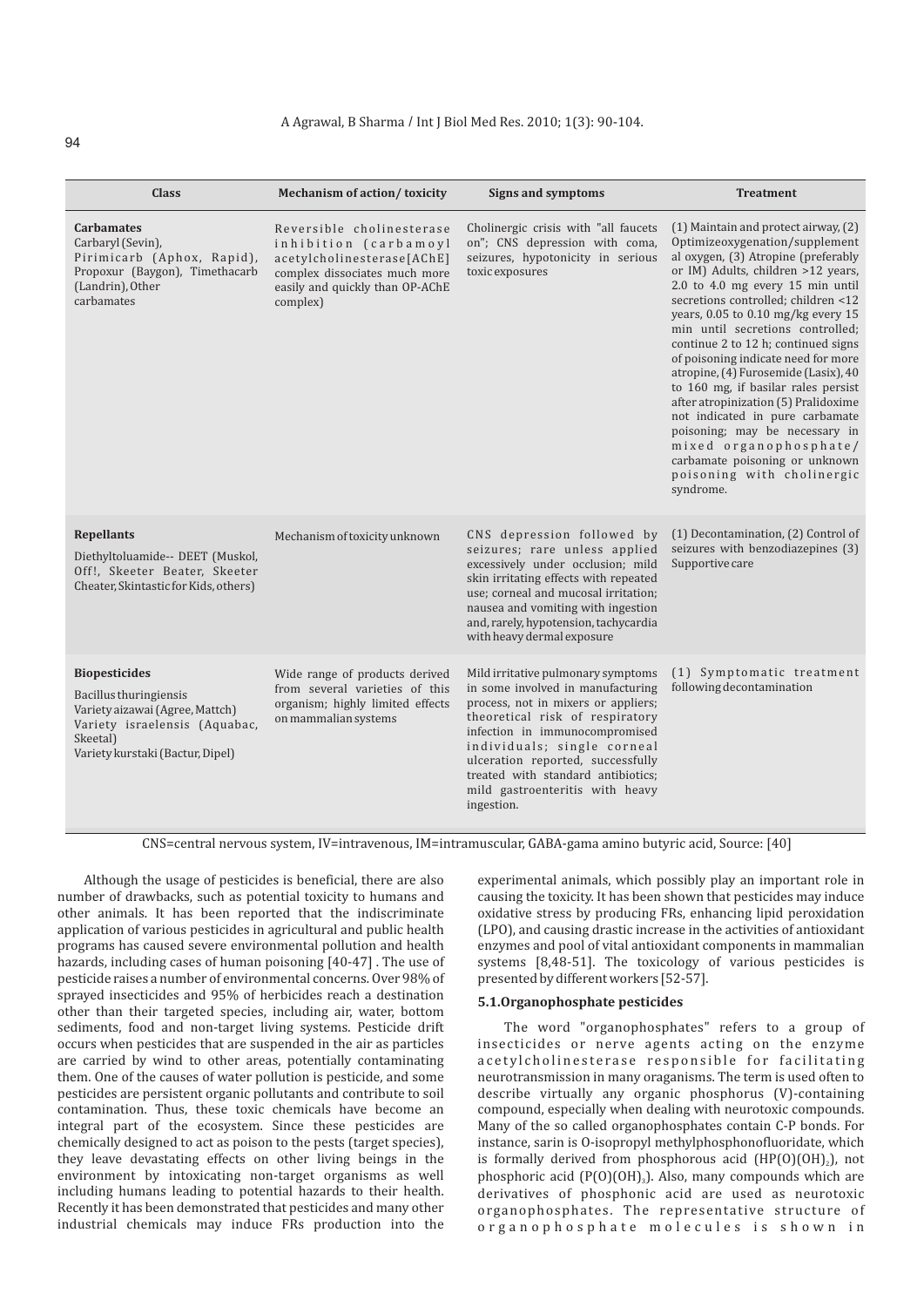| Class | Mechanism of action/ toxicity | Signs and symptoms | Treatment |
|---|---|---|---|
| **Carbamates**<br>Carbaryl (Sevin), Pirimicarb (Aphox, Rapid), Propoxur (Baygon), Timethacarb (Landrin), Other carbamates | Reversible cholinesterase inhibition (carbamoyl acetylcholinesterase[AChE] complex dissociates much more easily and quickly than OP-AChE complex) | Cholinergic crisis with "all faucets on"; CNS depression with coma, seizures, hypotonicity in serious toxic exposures | (1) Maintain and protect airway, (2) Optimizeoxygenation/supplemental oxygen, (3) Atropine (preferably or IM) Adults, children >12 years, 2.0 to 4.0 mg every 15 min until secretions controlled; children <12 years, 0.05 to 0.10 mg/kg every 15 min until secretions controlled; continue 2 to 12 h; continued signs of poisoning indicate need for more atropine, (4) Furosemide (Lasix), 40 to 160 mg, if basilar rales persist after atropinization (5) Pralidoxime not indicated in pure carbamate poisoning; may be necessary in mixed organophosphate/ carbamate poisoning or unknown poisoning with cholinergic syndrome. |
| **Repellants**<br>Diethyltoluamide-- DEET (Muskol, Off!, Skeeter Beater, Skeeter Cheater, Skintastic for Kids, others) | Mechanism of toxicity unknown | CNS depression followed by seizures; rare unless applied excessively under occlusion; mild skin irritating effects with repeated use; corneal and mucosal irritation; nausea and vomiting with ingestion and, rarely, hypotension, tachycardia with heavy dermal exposure | (1) Decontamination, (2) Control of seizures with benzodiazepines (3) Supportive care |
| **Biopesticides**<br>Bacillus thuringiensis<br>Variety aizawai (Agree, Mattch)<br>Variety israelensis (Aquabac, Skeetal)<br>Variety kurstaki (Bactur, Dipel) | Wide range of products derived from several varieties of this organism; highly limited effects on mammalian systems | Mild irritative pulmonary symptoms in some involved in manufacturing process, not in mixers or appliers; theoretical risk of respiratory infection in immunocompromised individuals; single corneal ulceration reported, successfully treated with standard antibiotics; mild gastroenteritis with heavy ingestion. | (1) Symptomatic treatment following decontamination |

CNS=central nervous system, IV=intravenous, IM=intramuscular, GABA-gama amino butyric acid, Source: [40]

Although the usage of pesticides is beneficial, there are also number of drawbacks, such as potential toxicity to humans and other animals. It has been reported that the indiscriminate application of various pesticides in agricultural and public health programs has caused severe environmental pollution and health hazards, including cases of human poisoning [40-47] . The use of pesticide raises a number of environmental concerns. Over 98% of sprayed insecticides and 95% of herbicides reach a destination other than their targeted species, including air, water, bottom sediments, food and non-target living systems. Pesticide drift occurs when pesticides that are suspended in the air as particles are carried by wind to other areas, potentially contaminating them. One of the causes of water pollution is pesticide, and some pesticides are persistent organic pollutants and contribute to soil contamination. Thus, these toxic chemicals have become an integral part of the ecosystem. Since these pesticides are chemically designed to act as poison to the pests (target species), they leave devastating effects on other living beings in the environment by intoxicating non-target organisms as well including humans leading to potential hazards to their health. Recently it has been demonstrated that pesticides and many other industrial chemicals may induce FRs production into the experimental animals, which possibly play an important role in causing the toxicity. It has been shown that pesticides may induce oxidative stress by producing FRs, enhancing lipid peroxidation (LPO), and causing drastic increase in the activities of antioxidant enzymes and pool of vital antioxidant components in mammalian systems [8,48-51]. The toxicology of various pesticides is presented by different workers [52-57].

### 5.1.Organophosphate pesticides

The word "organophosphates" refers to a group of insecticides or nerve agents acting on the enzyme acetylcholinesterase responsible for facilitating neurotransmission in many oraganisms. The term is used often to describe virtually any organic phosphorus (V)-containing compound, especially when dealing with neurotoxic compounds. Many of the so called organophosphates contain C-P bonds. For instance, sarin is O-isopropyl methylphosphonofluoridate, which is formally derived from phosphorous acid ($HP(O)(OH)_2$), not phosphoric acid ($P(O)(OH)_3$). Also, many compounds which are derivatives of phosphonic acid are used as neurotoxic organophosphates. The representative structure of organophosphate molecules is shown in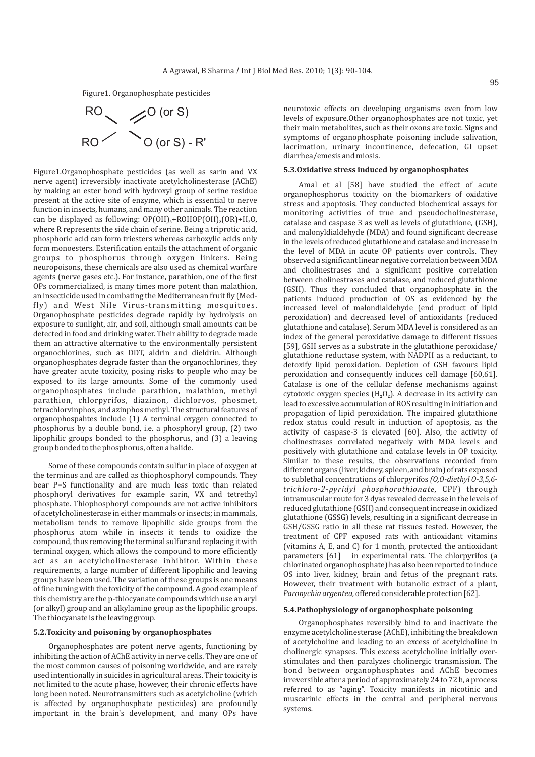Figure1. Organophosphate pesticides

RO O (or S)

RO O (or S) - R'

Figure1.Organophosphate pesticides (as well as sarin and VX nerve agent) irreversibly inactivate acetylcholinesterase (AChE) by making an ester bond with hydroxyl group of serine residue present at the active site of enzyme, which is essential to nerve function in insects, humans, and many other animals. The reaction can be displayed as following: $OP(OH)_3$+ROHOP$(OH)_2$(OR)+$H_2O$, where R represents the side chain of serine. Being a triprotic acid, phosphoric acid can form triesters whereas carboxylic acids only form monoesters. Esterification entails the attachment of organic groups to phosphorus through oxygen linkers. Being neuropoisons, these chemicals are also used as chemical warfare agents (nerve gases etc.). For instance, parathion, one of the first OPs commercialized, is many times more potent than malathion, an insecticide used in combating the Mediterranean fruit fly (Med-fly) and West Nile Virus-transmitting mosquitoes. Organophosphate pesticides degrade rapidly by hydrolysis on exposure to sunlight, air, and soil, although small amounts can be detected in food and drinking water. Their ability to degrade made them an attractive alternative to the environmentally persistent organochlorines, such as DDT, aldrin and dieldrin. Although organophosphates degrade faster than the organochlorines, they have greater acute toxicity, posing risks to people who may be exposed to its large amounts. Some of the commonly used organophosphates include parathion, malathion, methyl parathion, chlorpyrifos, diazinon, dichlorvos, phosmet, tetrachlorvinphos, and azinphos methyl. The structural features of organophospahtes include (1) A terminal oxygen connected to phosphorus by a double bond, i.e. a phosphoryl group, (2) two lipophilic groups bonded to the phosphorus, and (3) a leaving group bonded to the phosphorus, often a halide.

Some of these compounds contain sulfur in place of oxygen at the terminus and are called as thiophosphoryl compounds. They bear P=S functionality and are much less toxic than related phosphoryl derivatives for example sarin, VX and tetrethyl phosphate. Thiophosphoryl compounds are not active inhibitors of acetylcholinesterase in either mammals or insects; in mammals, metabolism tends to remove lipophilic side groups from the phosphorus atom while in insects it tends to oxidize the compound, thus removing the terminal sulfur and replacing it with terminal oxygen, which allows the compound to more efficiently act as an acetylcholinesterase inhibitor. Within these requirements, a large number of different lipophilic and leaving groups have been used. The variation of these groups is one means of fine tuning with the toxicity of the compound. A good example of this chemistry are the p-thiocyanate compounds which use an aryl (or alkyl) group and an alkylamino group as the lipophilic groups. The thiocyanate is the leaving group.

### 5.2.Toxicity and poisoning by organophosphates

Organophosphates are potent nerve agents, functioning by inhibiting the action of AChE activity in nerve cells. They are one of the most common causes of poisoning worldwide, and are rarely used intentionally in suicides in agricultural areas. Their toxicity is not limited to the acute phase, however, their chronic effects have long been noted. Neurotransmitters such as acetylcholine (which is affected by organophosphate pesticides) are profoundly important in the brain's development, and many OPs have neurotoxic effects on developing organisms even from low levels of exposure.Other organophosphates are not toxic, yet their main metabolites, such as their oxons are toxic. Signs and symptoms of organophosphate poisoning include salivation, lacrimation, urinary incontinence, defecation, GI upset diarrhea/emesis and miosis.

### 5.3.Oxidative stress induced by organophosphates

Amal et al [58] have studied the effect of acute organophosphorus toxicity on the biomarkers of oxidative stress and apoptosis. They conducted biochemical assays for monitoring activities of true and pseudocholinesterase, catalase and caspase 3 as well as levels of glutathione, (GSH), and malonyldialdehyde (MDA) and found significant decrease in the levels of reduced glutathione and catalase and increase in the level of MDA in acute OP patients over controls. They observed a significant linear negative correlation between MDA and cholinestrases and a significant positive correlation between cholinestrases and catalase, and reduced glutathione (GSH). Thus they concluded that organophosphate in the patients induced production of OS as evidenced by the increased level of malondialdehyde (end product of lipid peroxidation) and decreased level of antioxidants (reduced glutathione and catalase). Serum MDA level is considered as an index of the general peroxidative damage to different tissues [59], GSH serves as a substrate in the glutathione peroxidase/ glutathione reductase system, with NADPH as a reductant, to detoxify lipid peroxidation. Depletion of GSH favours lipid peroxidation and consequently induces cell damage [60,61]. Catalase is one of the cellular defense mechanisms against cytotoxic oxygen species ($H_2O_2$). A decrease in its activity can lead to excessive accumulation of ROS resulting in initiation and propagation of lipid peroxidation. The impaired glutathione redox status could result in induction of apoptosis, as the activity of caspase-3 is elevated [60]. Also, the activity of cholinestrases correlated negatively with MDA levels and positively with glutathione and catalase levels in OP toxicity. Similar to these results, the observations recorded from different organs (liver, kidney, spleen, and brain) of rats exposed to sublethal concentrations of chlorpyrifos *(O,O-diethyl O-3,5,6-trichloro-2-pyridyl phosphorothionate,* CPF) through intramuscular route for 3 dyas revealed decrease in the levels of reduced glutathione (GSH) and consequent increase in oxidized glutathione (GSSG) levels, resulting in a significant decrease in GSH/GSSG ratio in all these rat tissues tested. However, the treatment of CPF exposed rats with antioxidant vitamins (vitamins A, E, and C) for 1 month, protected the antioxidant parameters [61] in experimental rats. The chlorpyrifos (a chlorinated organophosphate) has also been reported to induce OS into liver, kidney, brain and fetus of the pregnant rats. However, their treatment with butanolic extract of a plant, *Paronychia argentea,* offered considerable protection [62].

### 5.4.Pathophysiology of organophosphate poisoning

Organophosphates reversibly bind to and inactivate the enzyme acetylcholinesterase (AChE), inhibiting the breakdown of acetylcholine and leading to an excess of acetylcholine in cholinergic synapses. This excess acetylcholine initially over-stimulates and then paralyzes cholinergic transmission. The bond between organophosphates and AChE becomes irreversible after a period of approximately 24 to 72 h, a process referred to as "aging". Toxicity manifests in nicotinic and muscarinic effects in the central and peripheral nervous systems.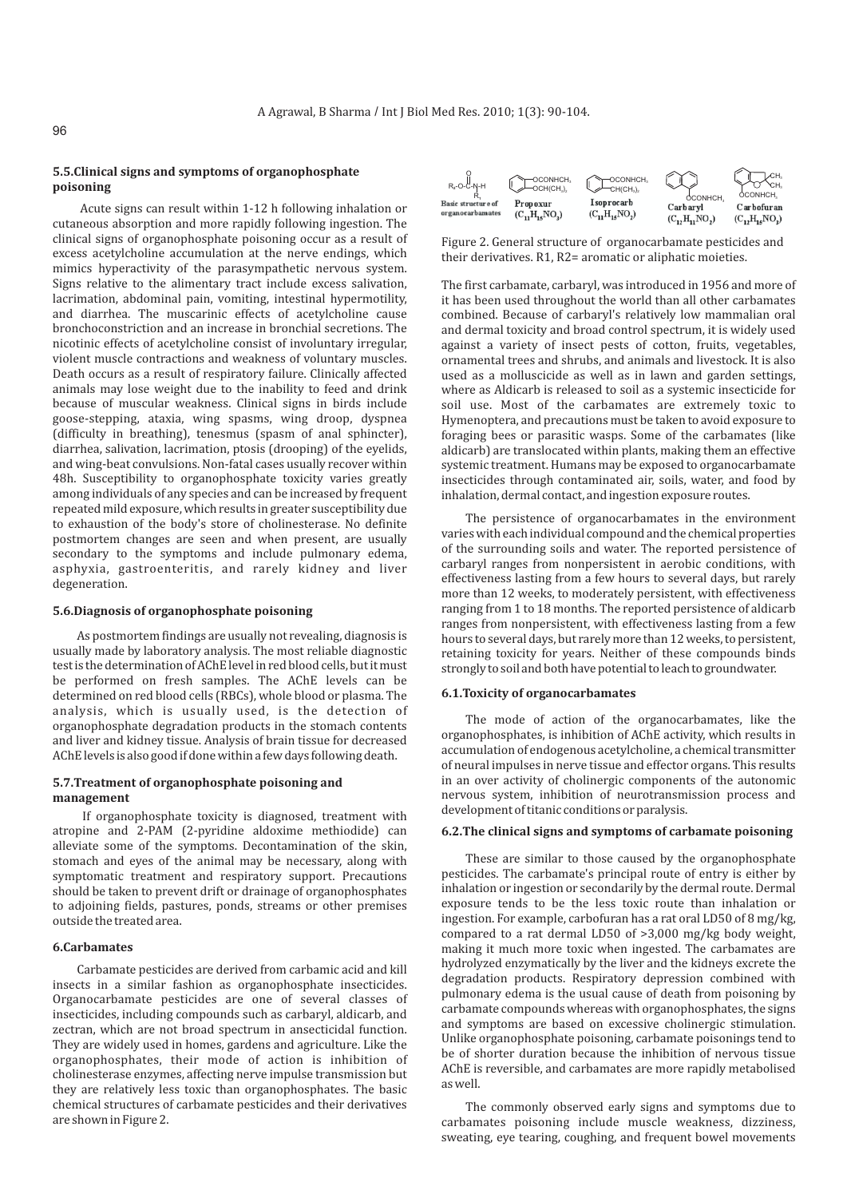### 5.5.Clinical signs and symptoms of organophosphate poisoning

Acute signs can result within 1-12 h following inhalation or cutaneous absorption and more rapidly following ingestion. The clinical signs of organophosphate poisoning occur as a result of excess acetylcholine accumulation at the nerve endings, which mimics hyperactivity of the parasympathetic nervous system. Signs relative to the alimentary tract include excess salivation, lacrimation, abdominal pain, vomiting, intestinal hypermotility, and diarrhea. The muscarinic effects of acetylcholine cause bronchoconstriction and an increase in bronchial secretions. The nicotinic effects of acetylcholine consist of involuntary irregular, violent muscle contractions and weakness of voluntary muscles. Death occurs as a result of respiratory failure. Clinically affected animals may lose weight due to the inability to feed and drink because of muscular weakness. Clinical signs in birds include goose-stepping, ataxia, wing spasms, wing droop, dyspnea (difficulty in breathing), tenesmus (spasm of anal sphincter), diarrhea, salivation, lacrimation, ptosis (drooping) of the eyelids, and wing-beat convulsions. Non-fatal cases usually recover within 48h. Susceptibility to organophosphate toxicity varies greatly among individuals of any species and can be increased by frequent repeated mild exposure, which results in greater susceptibility due to exhaustion of the body's store of cholinesterase. No definite postmortem changes are seen and when present, are usually secondary to the symptoms and include pulmonary edema, asphyxia, gastroenteritis, and rarely kidney and liver degeneration.

### 5.6.Diagnosis of organophosphate poisoning

As postmortem findings are usually not revealing, diagnosis is usually made by laboratory analysis. The most reliable diagnostic test is the determination of AChE level in red blood cells, but it must be performed on fresh samples. The AChE levels can be determined on red blood cells (RBCs), whole blood or plasma. The analysis, which is usually used, is the detection of organophosphate degradation products in the stomach contents and liver and kidney tissue. Analysis of brain tissue for decreased AChE levels is also good if done within a few days following death.

### 5.7.Treatment of organophosphate poisoning and management

If organophosphate toxicity is diagnosed, treatment with atropine and 2-PAM (2-pyridine aldoxime methiodide) can alleviate some of the symptoms. Decontamination of the skin, stomach and eyes of the animal may be necessary, along with symptomatic treatment and respiratory support. Precautions should be taken to prevent drift or drainage of organophosphates to adjoining fields, pastures, ponds, streams or other premises outside the treated area.

### 6.Carbamates

Carbamate pesticides are derived from carbamic acid and kill insects in a similar fashion as organophosphate insecticides. Organocarbamate pesticides are one of several classes of insecticides, including compounds such as carbaryl, aldicarb, and zectran, which are not broad spectrum in ansecticidal function. They are widely used in homes, gardens and agriculture. Like the organophosphates, their mode of action is inhibition of cholinesterase enzymes, affecting nerve impulse transmission but they are relatively less toxic than organophosphates. The basic chemical structures of carbamate pesticides and their derivatives are shown in Figure 2.

Basic structure of organocarbamates; Propoxur ($C_{11}H_{15}NO_3$); Isoprocarb ($C_{11}H_{15}NO_2$); Carbaryl ($C_{12}H_{11}NO_2$); Carbofuran ($C_{12}H_{15}NO_3$)

Figure 2. General structure of organocarbamate pesticides and their derivatives. R1, R2= aromatic or aliphatic moieties.

The first carbamate, carbaryl, was introduced in 1956 and more of it has been used throughout the world than all other carbamates combined. Because of carbaryl's relatively low mammalian oral and dermal toxicity and broad control spectrum, it is widely used against a variety of insect pests of cotton, fruits, vegetables, ornamental trees and shrubs, and animals and livestock. It is also used as a molluscicide as well as in lawn and garden settings, where as Aldicarb is released to soil as a systemic insecticide for soil use. Most of the carbamates are extremely toxic to Hymenoptera, and precautions must be taken to avoid exposure to foraging bees or parasitic wasps. Some of the carbamates (like aldicarb) are translocated within plants, making them an effective systemic treatment. Humans may be exposed to organocarbamate insecticides through contaminated air, soils, water, and food by inhalation, dermal contact, and ingestion exposure routes.

The persistence of organocarbamates in the environment varies with each individual compound and the chemical properties of the surrounding soils and water. The reported persistence of carbaryl ranges from nonpersistent in aerobic conditions, with effectiveness lasting from a few hours to several days, but rarely more than 12 weeks, to moderately persistent, with effectiveness ranging from 1 to 18 months. The reported persistence of aldicarb ranges from nonpersistent, with effectiveness lasting from a few hours to several days, but rarely more than 12 weeks, to persistent, retaining toxicity for years. Neither of these compounds binds strongly to soil and both have potential to leach to groundwater.

### 6.1.Toxicity of organocarbamates

The mode of action of the organocarbamates, like the organophosphates, is inhibition of AChE activity, which results in accumulation of endogenous acetylcholine, a chemical transmitter of neural impulses in nerve tissue and effector organs. This results in an over activity of cholinergic components of the autonomic nervous system, inhibition of neurotransmission process and development of titanic conditions or paralysis.

### 6.2.The clinical signs and symptoms of carbamate poisoning

These are similar to those caused by the organophosphate pesticides. The carbamate's principal route of entry is either by inhalation or ingestion or secondarily by the dermal route. Dermal exposure tends to be the less toxic route than inhalation or ingestion. For example, carbofuran has a rat oral LD50 of 8 mg/kg, compared to a rat dermal LD50 of >3,000 mg/kg body weight, making it much more toxic when ingested. The carbamates are hydrolyzed enzymatically by the liver and the kidneys excrete the degradation products. Respiratory depression combined with pulmonary edema is the usual cause of death from poisoning by carbamate compounds whereas with organophosphates, the signs and symptoms are based on excessive cholinergic stimulation. Unlike organophosphate poisoning, carbamate poisonings tend to be of shorter duration because the inhibition of nervous tissue AChE is reversible, and carbamates are more rapidly metabolised as well.

The commonly observed early signs and symptoms due to carbamates poisoning include muscle weakness, dizziness, sweating, eye tearing, coughing, and frequent bowel movements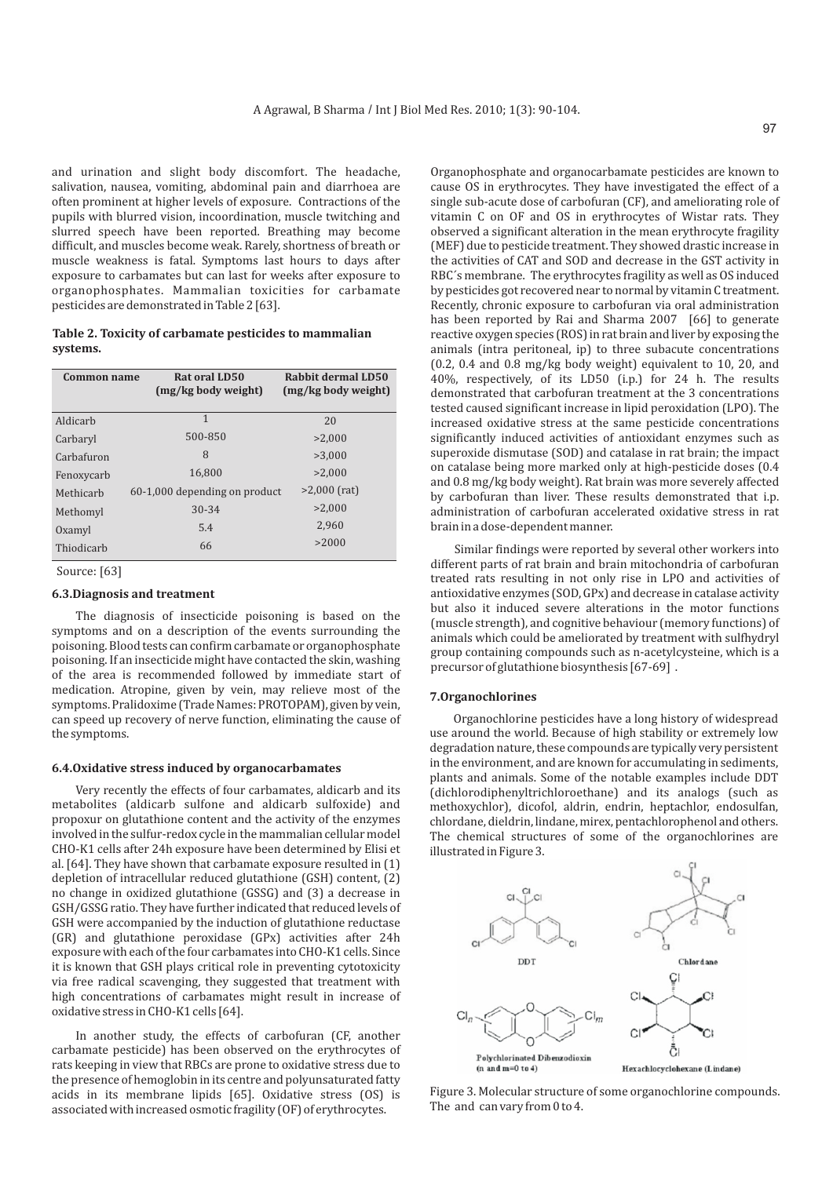and urination and slight body discomfort. The headache, salivation, nausea, vomiting, abdominal pain and diarrhoea are often prominent at higher levels of exposure. Contractions of the pupils with blurred vision, incoordination, muscle twitching and slurred speech have been reported. Breathing may become difficult, and muscles become weak. Rarely, shortness of breath or muscle weakness is fatal. Symptoms last hours to days after exposure to carbamates but can last for weeks after exposure to organophosphates. Mammalian toxicities for carbamate pesticides are demonstrated in Table 2 [63].

**Table 2. Toxicity of carbamate pesticides to mammalian systems.**

| Common name | Rat oral LD50 (mg/kg body weight) | Rabbit dermal LD50 (mg/kg body weight) |
|---|---|---|
| Aldicarb | 1 | 20 |
| Carbaryl | 500-850 | >2,000 |
| Carbafuron | 8 | >3,000 |
| Fenoxycarb | 16,800 | >2,000 |
| Methicarb | 60-1,000 depending on product | >2,000 (rat) |
| Methomyl | 30-34 | >2,000 |
| Oxamyl | 5.4 | 2,960 |
| Thiodicarb | 66 | >2000 |

Source: [63]

### 6.3. Diagnosis and treatment

The diagnosis of insecticide poisoning is based on the symptoms and on a description of the events surrounding the poisoning. Blood tests can confirm carbamate or organophosphate poisoning. If an insecticide might have contacted the skin, washing of the area is recommended followed by immediate start of medication. Atropine, given by vein, may relieve most of the symptoms. Pralidoxime (Trade Names: PROTOPAM), given by vein, can speed up recovery of nerve function, eliminating the cause of the symptoms.

### 6.4. Oxidative stress induced by organocarbamates

Very recently the effects of four carbamates, aldicarb and its metabolites (aldicarb sulfone and aldicarb sulfoxide) and propoxur on glutathione content and the activity of the enzymes involved in the sulfur-redox cycle in the mammalian cellular model CHO-K1 cells after 24h exposure have been determined by Elisi et al. [64]. They have shown that carbamate exposure resulted in (1) depletion of intracellular reduced glutathione (GSH) content, (2) no change in oxidized glutathione (GSSG) and (3) a decrease in GSH/GSSG ratio. They have further indicated that reduced levels of GSH were accompanied by the induction of glutathione reductase (GR) and glutathione peroxidase (GPx) activities after 24h exposure with each of the four carbamates into CHO-K1 cells. Since it is known that GSH plays critical role in preventing cytotoxicity via free radical scavenging, they suggested that treatment with high concentrations of carbamates might result in increase of oxidative stress in CHO-K1 cells [64].

In another study, the effects of carbofuran (CF, another carbamate pesticide) has been observed on the erythrocytes of rats keeping in view that RBCs are prone to oxidative stress due to the presence of hemoglobin in its centre and polyunsaturated fatty acids in its membrane lipids [65]. Oxidative stress (OS) is associated with increased osmotic fragility (OF) of erythrocytes.

Organophosphate and organocarbamate pesticides are known to cause OS in erythrocytes. They have investigated the effect of a single sub-acute dose of carbofuran (CF), and ameliorating role of vitamin C on OF and OS in erythrocytes of Wistar rats. They observed a significant alteration in the mean erythrocyte fragility (MEF) due to pesticide treatment. They showed drastic increase in the activities of CAT and SOD and decrease in the GST activity in RBC´s membrane. The erythrocytes fragility as well as OS induced by pesticides got recovered near to normal by vitamin C treatment. Recently, chronic exposure to carbofuran via oral administration has been reported by Rai and Sharma 2007 [66] to generate reactive oxygen species (ROS) in rat brain and liver by exposing the animals (intra peritoneal, ip) to three subacute concentrations (0.2, 0.4 and 0.8 mg/kg body weight) equivalent to 10, 20, and 40%, respectively, of its LD50 (i.p.) for 24 h. The results demonstrated that carbofuran treatment at the 3 concentrations tested caused significant increase in lipid peroxidation (LPO). The increased oxidative stress at the same pesticide concentrations significantly induced activities of antioxidant enzymes such as superoxide dismutase (SOD) and catalase in rat brain; the impact on catalase being more marked only at high-pesticide doses (0.4 and 0.8 mg/kg body weight). Rat brain was more severely affected by carbofuran than liver. These results demonstrated that i.p. administration of carbofuran accelerated oxidative stress in rat brain in a dose-dependent manner.

Similar findings were reported by several other workers into different parts of rat brain and brain mitochondria of carbofuran treated rats resulting in not only rise in LPO and activities of antioxidative enzymes (SOD, GPx) and decrease in catalase activity but also it induced severe alterations in the motor functions (muscle strength), and cognitive behaviour (memory functions) of animals which could be ameliorated by treatment with sulfhydryl group containing compounds such as n-acetylcysteine, which is a precursor of glutathione biosynthesis [67-69] .

## 7. Organochlorines

Organochlorine pesticides have a long history of widespread use around the world. Because of high stability or extremely low degradation nature, these compounds are typically very persistent in the environment, and are known for accumulating in sediments, plants and animals. Some of the notable examples include DDT (dichlorodiphenyltrichloroethane) and its analogs (such as methoxychlor), dicofol, aldrin, endrin, heptachlor, endosulfan, chlordane, dieldrin, lindane, mirex, pentachlorophenol and others. The chemical structures of some of the organochlorines are illustrated in Figure 3.

DDT

Chlordane

Polychlorinated Dibenzodioxin (n and m=0 to 4)

Hexachlorocyclohexane (Lindane)

Figure 3. Molecular structure of some organochlorine compounds. The and can vary from 0 to 4.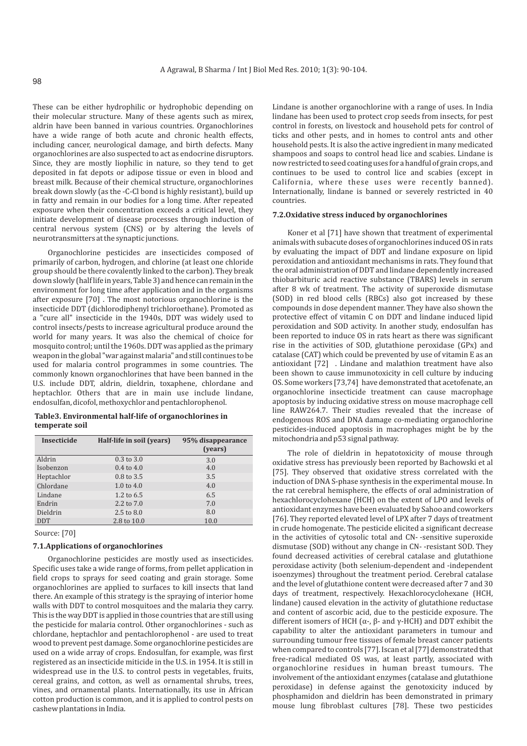These can be either hydrophilic or hydrophobic depending on their molecular structure. Many of these agents such as mirex, aldrin have been banned in various countries. Organochlorines have a wide range of both acute and chronic health effects, including cancer, neurological damage, and birth defects. Many organochlorines are also suspected to act as endocrine disruptors. Since, they are mostly liophilic in nature, so they tend to get deposited in fat depots or adipose tissue or even in blood and breast milk. Because of their chemical structure, organochlorines break down slowly (as the -C-Cl bond is highly resistant), build up in fatty and remain in our bodies for a long time. After repeated exposure when their concentration exceeds a critical level, they initiate development of disease processes through induction of central nervous system (CNS) or by altering the levels of neurotransmitters at the synaptic junctions.

Organochlorine pesticides are insecticides composed of primarily of carbon, hydrogen, and chlorine (at least one chloride group should be there covalently linked to the carbon). They break down slowly (half life in years, Table 3) and hence can remain in the environment for long time after application and in the organisms after exposure [70] . The most notorious organochlorine is the insecticide DDT (dichlorodiphenyl trichloroethane). Promoted as a "cure all" insecticide in the 1940s, DDT was widely used to control insects/pests to increase agricultural produce around the world for many years. It was also the chemical of choice for mosquito control; until the 1960s. DDT was applied as the primary weapon in the global "war against malaria" and still continues to be used for malaria control programmes in some countries. The commonly known organochlorines that have been banned in the U.S. include DDT, aldrin, dieldrin, toxaphene, chlordane and heptachlor. Others that are in main use include lindane, endosulfan, dicofol, methoxychlor and pentachlorophenol.

**Table3. Environmental half-life of organochlorines in temperate soil**

| Insecticide | Half-life in soil (years) | 95% disappearance (years) |
|---|---|---|
| Aldrin | 0.3 to 3.0 | 3.0 |
| Isobenzon | 0.4 to 4.0 | 4.0 |
| Heptachlor | 0.8 to 3.5 | 3.5 |
| Chlordane | 1.0 to 4.0 | 4.0 |
| Lindane | 1.2 to 6.5 | 6.5 |
| Endrin | 2.2 to 7.0 | 7.0 |
| Dieldrin | 2.5 to 8.0 | 8.0 |
| DDT | 2.8 to 10.0 | 10.0 |

Source: [70]

### 7.1. Applications of organochlorines

Organochlorine pesticides are mostly used as insecticides. Specific uses take a wide range of forms, from pellet application in field crops to sprays for seed coating and grain storage. Some organochlorines are applied to surfaces to kill insects that land there. An example of this strategy is the spraying of interior home walls with DDT to control mosquitoes and the malaria they carry. This is the way DDT is applied in those countries that are still using the pesticide for malaria control. Other organochlorines - such as chlordane, heptachlor and pentachlorophenol - are used to treat wood to prevent pest damage. Some organochlorine pesticides are used on a wide array of crops. Endosulfan, for example, was first registered as an insecticide miticide in the U.S. in 1954. It is still in widespread use in the U.S. to control pests in vegetables, fruits, cereal grains, and cotton, as well as ornamental shrubs, trees, vines, and ornamental plants. Internationally, its use in African cotton production is common, and it is applied to control pests on cashew plantations in India.

Lindane is another organochlorine with a range of uses. In India lindane has been used to protect crop seeds from insects, for pest control in forests, on livestock and household pets for control of ticks and other pests, and in homes to control ants and other household pests. It is also the active ingredient in many medicated shampoos and soaps to control head lice and scabies. Lindane is now restricted to seed coating uses for a handful of grain crops, and continues to be used to control lice and scabies (except in California, where these uses were recently banned). Internationally, lindane is banned or severely restricted in 40 countries.

### 7.2. Oxidative stress induced by organochlorines

Koner et al [71] have shown that treatment of experimental animals with subacute doses of organochlorines induced OS in rats by evaluating the impact of DDT and lindane exposure on lipid peroxidation and antioxidant mechanisms in rats. They found that the oral administration of DDT and lindane dependently increased thiobarbituric acid reactive substance (TBARS) levels in serum after 8 wk of treatment. The activity of superoxide dismutase (SOD) in red blood cells (RBCs) also got increased by these compounds in dose dependent manner. They have also shown the protective effect of vitamin C on DDT and lindane induced lipid peroxidation and SOD activity. In another study, endosulfan has been reported to induce OS in rats heart as there was significant rise in the activities of SOD, glutathione peroxidase (GPx) and catalase (CAT) which could be prevented by use of vitamin E as an antioxidant [72] . Lindane and malathion treatment have also been shown to cause immunotoxicity in cell culture by inducing OS. Some workers [73,74] have demonstrated that acetofenate, an organochlorine insecticide treatment can cause macrophage apoptosis by inducing oxidative stress on mouse macrophage cell line RAW264.7. Their studies revealed that the increase of endogenous ROS and DNA damage co-mediating organochlorine pesticides-induced apoptosis in macrophages might be by the mitochondria and p53 signal pathway.

The role of dieldrin in hepatotoxicity of mouse through oxidative stress has previously been reported by Bachowski et al [75]. They observed that oxidative stress correlated with the induction of DNA S-phase synthesis in the experimental mouse. In the rat cerebral hemisphere, the effects of oral administration of hexachlorocyclohexane (HCH) on the extent of LPO and levels of antioxidant enzymes have been evaluated by Sahoo and coworkers [76]. They reported elevated level of LPX after 7 days of treatment in crude homogenate. The pesticide elicited a significant decrease in the activities of cytosolic total and CN- -sensitive superoxide dismutase (SOD) without any change in CN- -resistant SOD. They found decreased activities of cerebral catalase and glutathione peroxidase activity (both selenium-dependent and -independent isoenzymes) throughout the treatment period. Cerebral catalase and the level of glutathione content were decreased after 7 and 30 days of treatment, respectively. Hexachlorocyclohexane (HCH, lindane) caused elevation in the activity of glutathione reductase and content of ascorbic acid, due to the pesticide exposure. The different isomers of HCH (α-, β- and γ-HCH) and DDT exhibit the capability to alter the antioxidant parameters in tumour and surrounding tumour free tissues of female breast cancer patients when compared to controls [77]. Iscan et al [77] demonstrated that free-radical mediated OS was, at least partly, associated with organochlorine residues in human breast tumours. The involvement of the antioxidant enzymes (catalase and glutathione peroxidase) in defense against the genotoxicity induced by phosphamidon and dieldrin has been demonstrated in primary mouse lung fibroblast cultures [78]. These two pesticides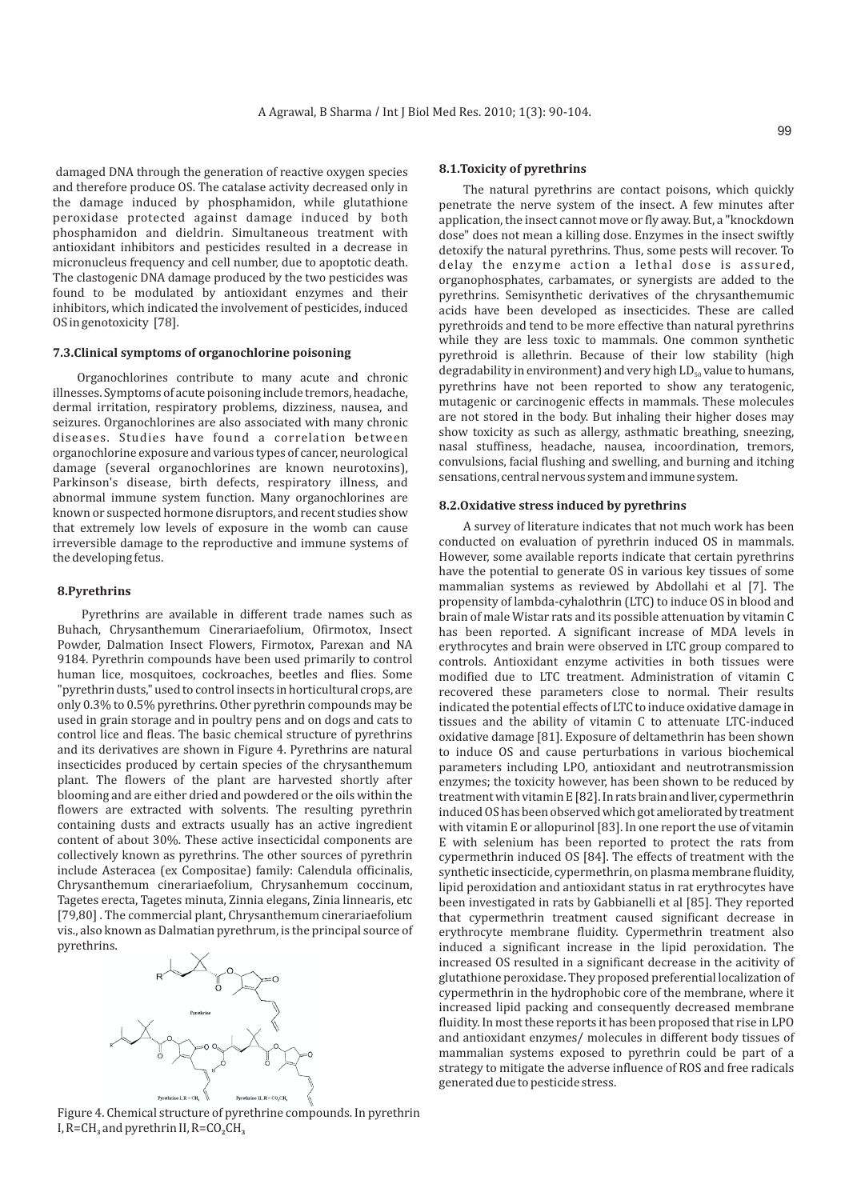damaged DNA through the generation of reactive oxygen species and therefore produce OS. The catalase activity decreased only in the damage induced by phosphamidon, while glutathione peroxidase protected against damage induced by both phosphamidon and dieldrin. Simultaneous treatment with antioxidant inhibitors and pesticides resulted in a decrease in micronucleus frequency and cell number, due to apoptotic death. The clastogenic DNA damage produced by the two pesticides was found to be modulated by antioxidant enzymes and their inhibitors, which indicated the involvement of pesticides, induced OS in genotoxicity [78].

### 7.3. Clinical symptoms of organochlorine poisoning

Organochlorines contribute to many acute and chronic illnesses. Symptoms of acute poisoning include tremors, headache, dermal irritation, respiratory problems, dizziness, nausea, and seizures. Organochlorines are also associated with many chronic diseases. Studies have found a correlation between organochlorine exposure and various types of cancer, neurological damage (several organochlorines are known neurotoxins), Parkinson's disease, birth defects, respiratory illness, and abnormal immune system function. Many organochlorines are known or suspected hormone disruptors, and recent studies show that extremely low levels of exposure in the womb can cause irreversible damage to the reproductive and immune systems of the developing fetus.

## 8. Pyrethrins

Pyrethrins are available in different trade names such as Buhach, Chrysanthemum Cinerariaefolium, Ofirmotox, Insect Powder, Dalmation Insect Flowers, Firmotox, Parexan and NA 9184. Pyrethrin compounds have been used primarily to control human lice, mosquitoes, cockroaches, beetles and flies. Some "pyrethrin dusts," used to control insects in horticultural crops, are only 0.3% to 0.5% pyrethrins. Other pyrethrin compounds may be used in grain storage and in poultry pens and on dogs and cats to control lice and fleas. The basic chemical structure of pyrethrins and its derivatives are shown in Figure 4. Pyrethrins are natural insecticides produced by certain species of the chrysanthemum plant. The flowers of the plant are harvested shortly after blooming and are either dried and powdered or the oils within the flowers are extracted with solvents. The resulting pyrethrin containing dusts and extracts usually has an active ingredient content of about 30%. These active insecticidal components are collectively known as pyrethrins. The other sources of pyrethrin include Asteracea (ex Compositae) family: Calendula officinalis, Chrysanthemum cinerariaefolium, Chrysanhemum coccinum, Tagetes erecta, Tagetes minuta, Zinnia elegans, Zinia linnearis, etc [79,80]. The commercial plant, Chrysanthemum cinerariaefolium vis., also known as Dalmatian pyrethrum, is the principal source of pyrethrins.

Figure 4. Chemical structure of pyrethrine compounds. In pyrethrin I, R=$CH_3$ and pyrethrin II, R=$CO_2CH_3$

### 8.1. Toxicity of pyrethrins

The natural pyrethrins are contact poisons, which quickly penetrate the nerve system of the insect. A few minutes after application, the insect cannot move or fly away. But, a "knockdown dose" does not mean a killing dose. Enzymes in the insect swiftly detoxify the natural pyrethrins. Thus, some pests will recover. To delay the enzyme action a lethal dose is assured, organophosphates, carbamates, or synergists are added to the pyrethrins. Semisynthetic derivatives of the chrysanthemumic acids have been developed as insecticides. These are called pyrethroids and tend to be more effective than natural pyrethrins while they are less toxic to mammals. One common synthetic pyrethroid is allethrin. Because of their low stability (high degradability in environment) and very high $LD_{50}$ value to humans, pyrethrins have not been reported to show any teratogenic, mutagenic or carcinogenic effects in mammals. These molecules are not stored in the body. But inhaling their higher doses may show toxicity as such as allergy, asthmatic breathing, sneezing, nasal stuffiness, headache, nausea, incoordination, tremors, convulsions, facial flushing and swelling, and burning and itching sensations, central nervous system and immune system.

### 8.2. Oxidative stress induced by pyrethrins

A survey of literature indicates that not much work has been conducted on evaluation of pyrethrin induced OS in mammals. However, some available reports indicate that certain pyrethrins have the potential to generate OS in various key tissues of some mammalian systems as reviewed by Abdollahi et al [7]. The propensity of lambda-cyhalothrin (LTC) to induce OS in blood and brain of male Wistar rats and its possible attenuation by vitamin C has been reported. A significant increase of MDA levels in erythrocytes and brain were observed in LTC group compared to controls. Antioxidant enzyme activities in both tissues were modified due to LTC treatment. Administration of vitamin C recovered these parameters close to normal. Their results indicated the potential effects of LTC to induce oxidative damage in tissues and the ability of vitamin C to attenuate LTC-induced oxidative damage [81]. Exposure of deltamethrin has been shown to induce OS and cause perturbations in various biochemical parameters including LPO, antioxidant and neutrotransmission enzymes; the toxicity however, has been shown to be reduced by treatment with vitamin E [82]. In rats brain and liver, cypermethrin induced OS has been observed which got ameliorated by treatment with vitamin E or allopurinol [83]. In one report the use of vitamin E with selenium has been reported to protect the rats from cypermethrin induced OS [84]. The effects of treatment with the synthetic insecticide, cypermethrin, on plasma membrane fluidity, lipid peroxidation and antioxidant status in rat erythrocytes have been investigated in rats by Gabbianelli et al [85]. They reported that cypermethrin treatment caused significant decrease in erythrocyte membrane fluidity. Cypermethrin treatment also induced a significant increase in the lipid peroxidation. The increased OS resulted in a significant decrease in the acitivity of glutathione peroxidase. They proposed preferential localization of cypermethrin in the hydrophobic core of the membrane, where it increased lipid packing and consequently decreased membrane fluidity. In most these reports it has been proposed that rise in LPO and antioxidant enzymes/ molecules in different body tissues of mammalian systems exposed to pyrethrin could be part of a strategy to mitigate the adverse influence of ROS and free radicals generated due to pesticide stress.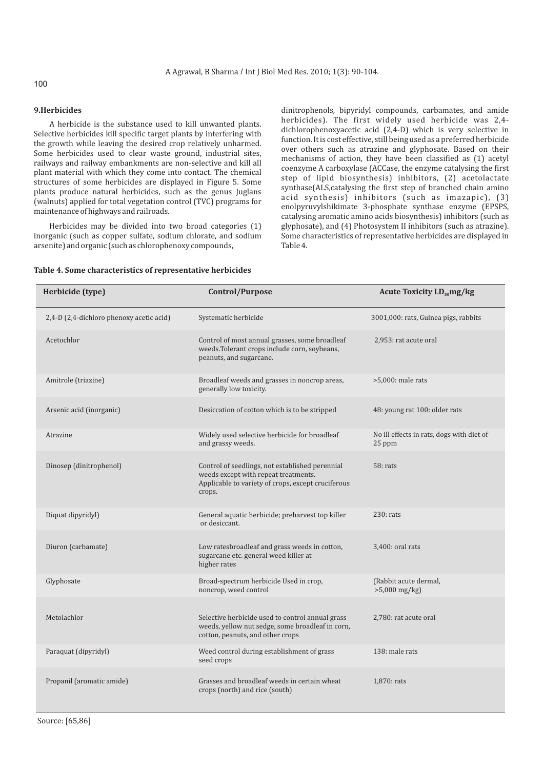## 9.Herbicides

A herbicide is the substance used to kill unwanted plants. Selective herbicides kill specific target plants by interfering with the growth while leaving the desired crop relatively unharmed. Some herbicides used to clear waste ground, industrial sites, railways and railway embankments are non-selective and kill all plant material with which they come into contact. The chemical structures of some herbicides are displayed in Figure 5. Some plants produce natural herbicides, such as the genus Juglans (walnuts) applied for total vegetation control (TVC) programs for maintenance of highways and railroads.

Herbicides may be divided into two broad categories (1) inorganic (such as copper sulfate, sodium chlorate, and sodium arsenite) and organic (such as chlorophenoxy compounds, dinitrophenols, bipyridyl compounds, carbamates, and amide herbicides). The first widely used herbicide was 2,4-dichlorophenoxyacetic acid (2,4-D) which is very selective in function. It is cost effective, still being used as a preferred herbicide over others such as atrazine and glyphosate. Based on their mechanisms of action, they have been classified as (1) acetyl coenzyme A carboxylase (ACCase, the enzyme catalysing the first step of lipid biosynthesis) inhibitors, (2) acetolactate synthase(ALS,catalysing the first step of branched chain amino acid synthesis) inhibitors (such as imazapic), (3) enolpyruvylshikimate 3-phosphate synthase enzyme (EPSPS, catalysing aromatic amino acids biosynthesis) inhibitors (such as glyphosate), and (4) Photosystem II inhibitors (such as atrazine). Some characteristics of representative herbicides are displayed in Table 4.

**Table 4. Some characteristics of representative herbicides**

| Herbicide (type) | Control/Purpose | Acute Toxicity $LD_{50}$ mg/kg |
|---|---|---|
| 2,4-D (2,4-dichloro phenoxy acetic acid) | Systematic herbicide | 3001,000: rats, Guinea pigs, rabbits |
| Acetochlor | Control of most annual grasses, some broadleaf weeds.Tolerant crops include corn, soybeans, peanuts, and sugarcane. | 2,953: rat acute oral |
| Amitrole (triazine) | Broadleaf weeds and grasses in noncrop areas, generally low toxicity. | >5,000: male rats |
| Arsenic acid (inorganic) | Desiccation of cotton which is to be stripped | 48: young rat 100: older rats |
| Atrazine | Widely used selective herbicide for broadleaf and grassy weeds. | No ill effects in rats, dogs with diet of 25 ppm |
| Dinosep (dinitrophenol) | Control of seedlings, not established perennial weeds except with repeat treatments. Applicable to variety of crops, except cruciferous crops. | 58: rats |
| Diquat dipyridyl) | General aquatic herbicide; preharvest top killer or desiccant. | 230: rats |
| Diuron (carbamate) | Low ratesbroadleaf and grass weeds in cotton, sugarcane etc. general weed killer at higher rates | 3,400: oral rats |
| Glyphosate | Broad-spectrum herbicide Used in crop, noncrop, weed control | (Rabbit acute dermal, >5,000 mg/kg) |
| Metolachlor | Selective herbicide used to control annual grass weeds, yellow nut sedge, some broadleaf in corn, cotton, peanuts, and other crops | 2,780: rat acute oral |
| Paraquat (dipyridyl) | Weed control during establishment of grass seed crops | 138: male rats |
| Propanil (aromatic amide) | Grasses and broadleaf weeds in certain wheat crops (north) and rice (south) | 1,870: rats |

Source: [65,86]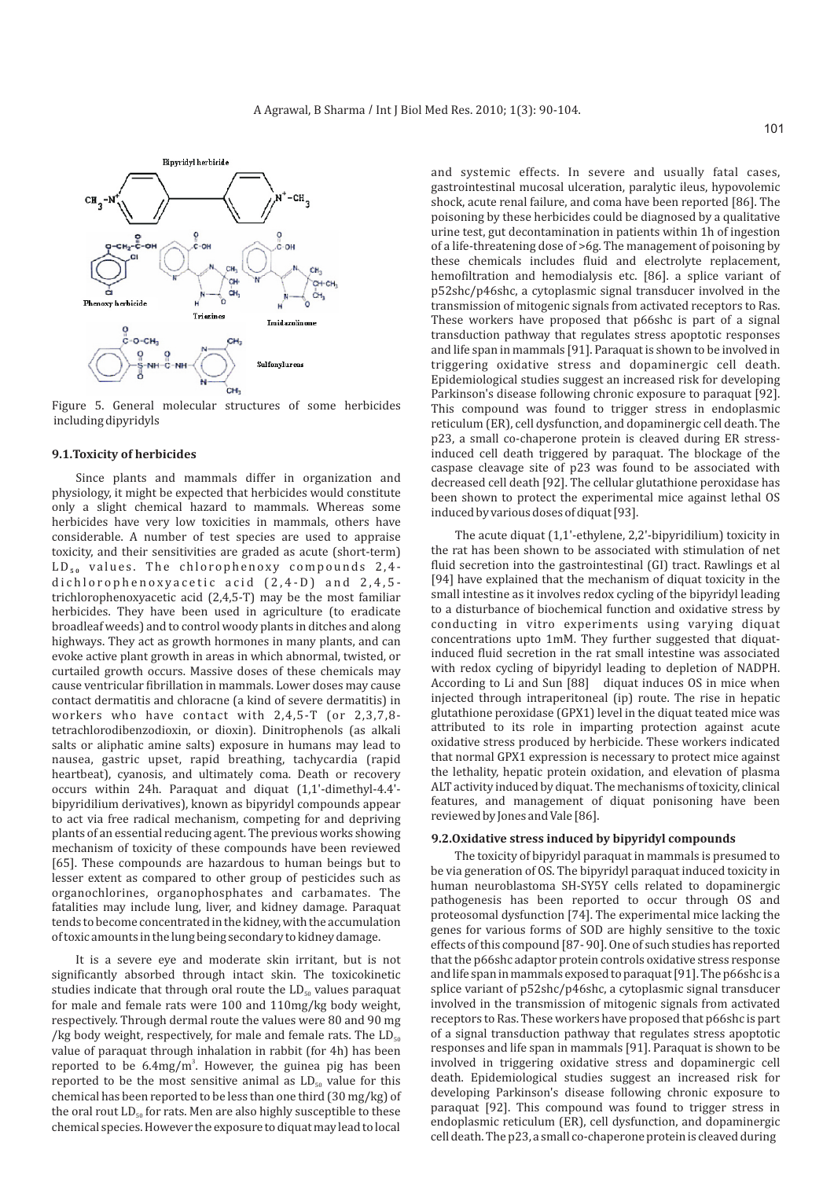Figure 5. General molecular structures of some herbicides including dipyridyls

### 9.1. Toxicity of herbicides

Since plants and mammals differ in organization and physiology, it might be expected that herbicides would constitute only a slight chemical hazard to mammals. Whereas some herbicides have very low toxicities in mammals, others have considerable. A number of test species are used to appraise toxicity, and their sensitivities are graded as acute (short-term) $LD_{50}$ values. The chlorophenoxy compounds 2,4-dichlorophenoxyacetic acid (2,4-D) and 2,4,5-trichlorophenoxyacetic acid (2,4,5-T) may be the most familiar herbicides. They have been used in agriculture (to eradicate broadleaf weeds) and to control woody plants in ditches and along highways. They act as growth hormones in many plants, and can evoke active plant growth in areas in which abnormal, twisted, or curtailed growth occurs. Massive doses of these chemicals may cause ventricular fibrillation in mammals. Lower doses may cause contact dermatitis and chloracne (a kind of severe dermatitis) in workers who have contact with 2,4,5-T (or 2,3,7,8-tetrachlorodibenzodioxin, or dioxin). Dinitrophenols (as alkali salts or aliphatic amine salts) exposure in humans may lead to nausea, gastric upset, rapid breathing, tachycardia (rapid heartbeat), cyanosis, and ultimately coma. Death or recovery occurs within 24h. Paraquat and diquat (1,1'-dimethyl-4.4'-bipyridilium derivatives), known as bipyridyl compounds appear to act via free radical mechanism, competing for and depriving plants of an essential reducing agent. The previous works showing mechanism of toxicity of these compounds have been reviewed [65]. These compounds are hazardous to human beings but to lesser extent as compared to other group of pesticides such as organochlorines, organophosphates and carbamates. The fatalities may include lung, liver, and kidney damage. Paraquat tends to become concentrated in the kidney, with the accumulation of toxic amounts in the lung being secondary to kidney damage.

It is a severe eye and moderate skin irritant, but is not significantly absorbed through intact skin. The toxicokinetic studies indicate that through oral route the $LD_{50}$ values paraquat for male and female rats were 100 and 110mg/kg body weight, respectively. Through dermal route the values were 80 and 90 mg /kg body weight, respectively, for male and female rats. The $LD_{50}$ value of paraquat through inhalation in rabbit (for 4h) has been reported to be 6.4mg/$m^3$. However, the guinea pig has been reported to be the most sensitive animal as $LD_{50}$ value for this chemical has been reported to be less than one third (30 mg/kg) of the oral rout $LD_{50}$ for rats. Men are also highly susceptible to these chemical species. However the exposure to diquat may lead to local and systemic effects. In severe and usually fatal cases, gastrointestinal mucosal ulceration, paralytic ileus, hypovolemic shock, acute renal failure, and coma have been reported [86]. The poisoning by these herbicides could be diagnosed by a qualitative urine test, gut decontamination in patients within 1h of ingestion of a life-threatening dose of >6g. The management of poisoning by these chemicals includes fluid and electrolyte replacement, hemofiltration and hemodialysis etc. [86]. a splice variant of p52shc/p46shc, a cytoplasmic signal transducer involved in the transmission of mitogenic signals from activated receptors to Ras. These workers have proposed that p66shc is part of a signal transduction pathway that regulates stress apoptotic responses and life span in mammals [91]. Paraquat is shown to be involved in triggering oxidative stress and dopaminergic cell death. Epidemiological studies suggest an increased risk for developing Parkinson's disease following chronic exposure to paraquat [92]. This compound was found to trigger stress in endoplasmic reticulum (ER), cell dysfunction, and dopaminergic cell death. The p23, a small co-chaperone protein is cleaved during ER stress-induced cell death triggered by paraquat. The blockage of the caspase cleavage site of p23 was found to be associated with decreased cell death [92]. The cellular glutathione peroxidase has been shown to protect the experimental mice against lethal OS induced by various doses of diquat [93].

The acute diquat (1,1'-ethylene, 2,2'-bipyridilium) toxicity in the rat has been shown to be associated with stimulation of net fluid secretion into the gastrointestinal (GI) tract. Rawlings et al [94] have explained that the mechanism of diquat toxicity in the small intestine as it involves redox cycling of the bipyridyl leading to a disturbance of biochemical function and oxidative stress by conducting in vitro experiments using varying diquat concentrations upto 1mM. They further suggested that diquat-induced fluid secretion in the rat small intestine was associated with redox cycling of bipyridyl leading to depletion of NADPH. According to Li and Sun [88] diquat induces OS in mice when injected through intraperitoneal (ip) route. The rise in hepatic glutathione peroxidase (GPX1) level in the diquat teated mice was attributed to its role in imparting protection against acute oxidative stress produced by herbicide. These workers indicated that normal GPX1 expression is necessary to protect mice against the lethality, hepatic protein oxidation, and elevation of plasma ALT activity induced by diquat. The mechanisms of toxicity, clinical features, and management of diquat ponisoning have been reviewed by Jones and Vale [86].

### 9.2. Oxidative stress induced by bipyridyl compounds

The toxicity of bipyridyl paraquat in mammals is presumed to be via generation of OS. The bipyridyl paraquat induced toxicity in human neuroblastoma SH-SY5Y cells related to dopaminergic pathogenesis has been reported to occur through OS and proteosomal dysfunction [74]. The experimental mice lacking the genes for various forms of SOD are highly sensitive to the toxic effects of this compound [87- 90]. One of such studies has reported that the p66shc adaptor protein controls oxidative stress response and life span in mammals exposed to paraquat [91]. The p66shc is a splice variant of p52shc/p46shc, a cytoplasmic signal transducer involved in the transmission of mitogenic signals from activated receptors to Ras. These workers have proposed that p66shc is part of a signal transduction pathway that regulates stress apoptotic responses and life span in mammals [91]. Paraquat is shown to be involved in triggering oxidative stress and dopaminergic cell death. Epidemiological studies suggest an increased risk for developing Parkinson's disease following chronic exposure to paraquat [92]. This compound was found to trigger stress in endoplasmic reticulum (ER), cell dysfunction, and dopaminergic cell death. The p23, a small co-chaperone protein is cleaved during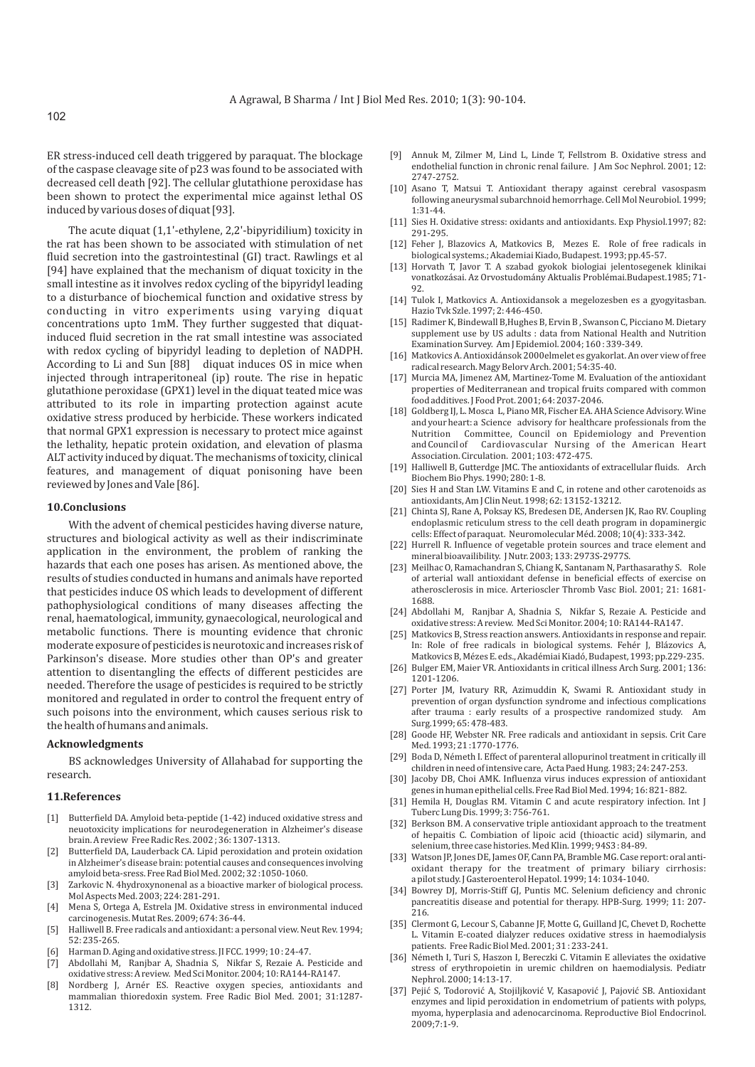ER stress-induced cell death triggered by paraquat. The blockage of the caspase cleavage site of p23 was found to be associated with decreased cell death [92]. The cellular glutathione peroxidase has been shown to protect the experimental mice against lethal OS induced by various doses of diquat [93].

The acute diquat (1,1'-ethylene, 2,2'-bipyridilium) toxicity in the rat has been shown to be associated with stimulation of net fluid secretion into the gastrointestinal (GI) tract. Rawlings et al [94] have explained that the mechanism of diquat toxicity in the small intestine as it involves redox cycling of the bipyridyl leading to a disturbance of biochemical function and oxidative stress by conducting in vitro experiments using varying diquat concentrations upto 1mM. They further suggested that diquat-induced fluid secretion in the rat small intestine was associated with redox cycling of bipyridyl leading to depletion of NADPH. According to Li and Sun [88] diquat induces OS in mice when injected through intraperitoneal (ip) route. The rise in hepatic glutathione peroxidase (GPX1) level in the diquat teated mice was attributed to its role in imparting protection against acute oxidative stress produced by herbicide. These workers indicated that normal GPX1 expression is necessary to protect mice against the lethality, hepatic protein oxidation, and elevation of plasma ALT activity induced by diquat. The mechanisms of toxicity, clinical features, and management of diquat ponisoning have been reviewed by Jones and Vale [86].

## 10.Conclusions

With the advent of chemical pesticides having diverse nature, structures and biological activity as well as their indiscriminate application in the environment, the problem of ranking the hazards that each one poses has arisen. As mentioned above, the results of studies conducted in humans and animals have reported that pesticides induce OS which leads to development of different pathophysiological conditions of many diseases affecting the renal, haematological, immunity, gynaecological, neurological and metabolic functions. There is mounting evidence that chronic moderate exposure of pesticides is neurotoxic and increases risk of Parkinson's disease. More studies other than OP's and greater attention to disentangling the effects of different pesticides are needed. Therefore the usage of pesticides is required to be strictly monitored and regulated in order to control the frequent entry of such poisons into the environment, which causes serious risk to the health of humans and animals.

## Acknowledgments

BS acknowledges University of Allahabad for supporting the research.

## 11.References

- [1] Butterfield DA. Amyloid beta-peptide (1-42) induced oxidative stress and neuotoxicity implications for neurodegeneration in Alzheimer's disease brain. A review Free Radic Res. 2002 ; 36: 1307-1313.
- [2] Butterfield DA, Lauderback CA. Lipid peroxidation and protein oxidation in Alzheimer's disease brain: potential causes and consequences involving amyloid beta-sress. Free Rad Biol Med. 2002; 32 :1050-1060.
- [3] Zarkovic N. 4hydroxynonenal as a bioactive marker of biological process. Mol Aspects Med. 2003; 224: 281-291.
- [4] Mena S, Ortega A, Estrela JM. Oxidative stress in environmental induced carcinogenesis. Mutat Res. 2009; 674: 36-44.
- [5] Halliwell B. Free radicals and antioxidant: a personal view. Neut Rev. 1994; 52: 235-265.
- [6] Harman D. Aging and oxidative stress. JI FCC. 1999; 10 : 24-47.
- [7] Abdollahi M, Ranjbar A, Shadnia S, Nikfar S, Rezaie A. Pesticide and oxidative stress: A review. Med Sci Monitor. 2004; 10: RA144-RA147.
- [8] Nordberg J, Arnér ES. Reactive oxygen species, antioxidants and mammalian thioredoxin system. Free Radic Biol Med. 2001; 31:1287-1312.
- [9] Annuk M, Zilmer M, Lind L, Linde T, Fellstrom B. Oxidative stress and endothelial function in chronic renal failure. J Am Soc Nephrol. 2001; 12: 2747-2752.
- [10] Asano T, Matsui T. Antioxidant therapy against cerebral vasospasm following aneurysmal subarchnoid hemorrhage. Cell Mol Neurobiol. 1999; 1:31-44.
- [11] Sies H. Oxidative stress: oxidants and antioxidants. Exp Physiol.1997; 82: 291-295.
- [12] Feher J, Blazovics A, Matkovics B, Mezes E. Role of free radicals in biological systems.; Akademiai Kiado, Budapest. 1993; pp.45-57.
- [13] Horvath T, Javor T. A szabad gyokok biologiai jelentosegenek klinikai vonatkozásai. Az Orvostudomány Aktualis Problémai.Budapest.1985; 71-92.
- [14] Tulok I, Matkovics A. Antioxidansok a megelozesben es a gyogyitasban. Hazio Tvk Szle. 1997; 2: 446-450.
- [15] Radimer K, Bindewall B,Hughes B, Ervin B , Swanson C, Picciano M. Dietary supplement use by US adults : data from National Health and Nutrition Examination Survey. Am J Epidemiol. 2004; 160 : 339-349.
- [16] Matkovics A. Antioxidánsok 2000elmelet es gyakorlat. An over view of free radical research. Magy Belorv Arch. 2001; 54:35-40.
- [17] Murcia MA, Jimenez AM, Martinez-Tome M. Evaluation of the antioxidant properties of Mediterranean and tropical fruits compared with common food additives. J Food Prot. 2001; 64: 2037-2046.
- [18] Goldberg IJ, L. Mosca L, Piano MR, Fischer EA. AHA Science Advisory. Wine and your heart: a Science advisory for healthcare professionals from the Nutrition Committee, Council on Epidemiology and Prevention and Council of Cardiovascular Nursing of the American Heart Association. Circulation. 2001; 103: 472-475.
- [19] Halliwell B, Gutterdge JMC. The antioxidants of extracellular fluids. Arch Biochem Bio Phys. 1990; 280: 1-8.
- [20] Sies H and Stan LW. Vitamins E and C, in rotene and other carotenoids as antioxidants, Am J Clin Neut. 1998; 62: 13152-13212.
- [21] Chinta SJ, Rane A, Poksay KS, Bredesen DE, Andersen JK, Rao RV. Coupling endoplasmic reticulum stress to the cell death program in dopaminergic cells: Effect of paraquat. Neuromolecular Méd. 2008; 10(4): 333-342.
- [22] Hurrell R. Influence of vegetable protein sources and trace element and mineral bioavailibility. J Nutr. 2003; 133: 2973S-2977S.
- [23] Meilhac O, Ramachandran S, Chiang K, Santanam N, Parthasarathy S. Role of arterial wall antioxidant defense in beneficial effects of exercise on atherosclerosis in mice. Arterioscler Thromb Vasc Biol. 2001; 21: 1681-1688.
- [24] Abdollahi M, Ranjbar A, Shadnia S, Nikfar S, Rezaie A. Pesticide and oxidative stress: A review. Med Sci Monitor. 2004; 10: RA144-RA147.
- [25] Matkovics B, Stress reaction answers. Antioxidants in response and repair. In: Role of free radicals in biological systems. Fehér J, Blázovics A, Matkovics B, Mézes E. eds., Akadémiai Kiadó, Budapest, 1993; pp.229-235.
- [26] Bulger EM, Maier VR. Antioxidants in critical illness Arch Surg. 2001; 136: 1201-1206.
- [27] Porter JM, Ivatury RR, Azimuddin K, Swami R. Antioxidant study in prevention of organ dysfunction syndrome and infectious complications after trauma : early results of a prospective randomized study. Am Surg.1999; 65: 478-483.
- [28] Goode HF, Webster NR. Free radicals and antioxidant in sepsis. Crit Care Med. 1993; 21 :1770-1776.
- [29] Boda D, Németh I. Effect of parenteral allopurinol treatment in critically ill children in need of intensive care, Acta Paed Hung. 1983; 24: 247-253.
- [30] Jacoby DB, Choi AMK. Influenza virus induces expression of antioxidant genes in human epithelial cells. Free Rad Biol Med. 1994; 16: 821- 882.
- [31] Hemila H, Douglas RM. Vitamin C and acute respiratory infection. Int J Tuberc Lung Dis. 1999; 3: 756-761.
- [32] Berkson BM. A conservative triple antioxidant approach to the treatment of hepaitis C. Combiation of lipoic acid (thioactic acid) silymarin, and selenium, three case histories. Med Klin. 1999; 94S3 : 84-89.
- [33] Watson JP, Jones DE, James OF, Cann PA, Bramble MG. Case report: oral anti-oxidant therapy for the treatment of primary biliary cirrhosis: a pilot study. J Gasteroenterol Hepatol. 1999; 14: 1034-1040.
- [34] Bowrey DJ, Morris-Stiff GJ, Puntis MC. Selenium deficiency and chronic pancreatitis disease and potential for therapy. HPB-Surg. 1999; 11: 207-216.
- [35] Clermont G, Lecour S, Cabanne JF, Motte G, Guilland JC, Chevet D, Rochette L. Vitamin E-coated dialyzer reduces oxidative stress in haemodialysis patients. Free Radic Biol Med. 2001; 31 : 233-241.
- [36] Németh I, Turi S, Haszon I, Bereczki C. Vitamin E alleviates the oxidative stress of erythropoietin in uremic children on haemodialysis. Pediatr Nephrol. 2000; 14:13-17.
- [37] Pejić S, Todorović A, Stojiljković V, Kasapović J, Pajović SB. Antioxidant enzymes and lipid peroxidation in endometrium of patients with polyps, myoma, hyperplasia and adenocarcinoma. Reproductive Biol Endocrinol. 2009;7:1-9.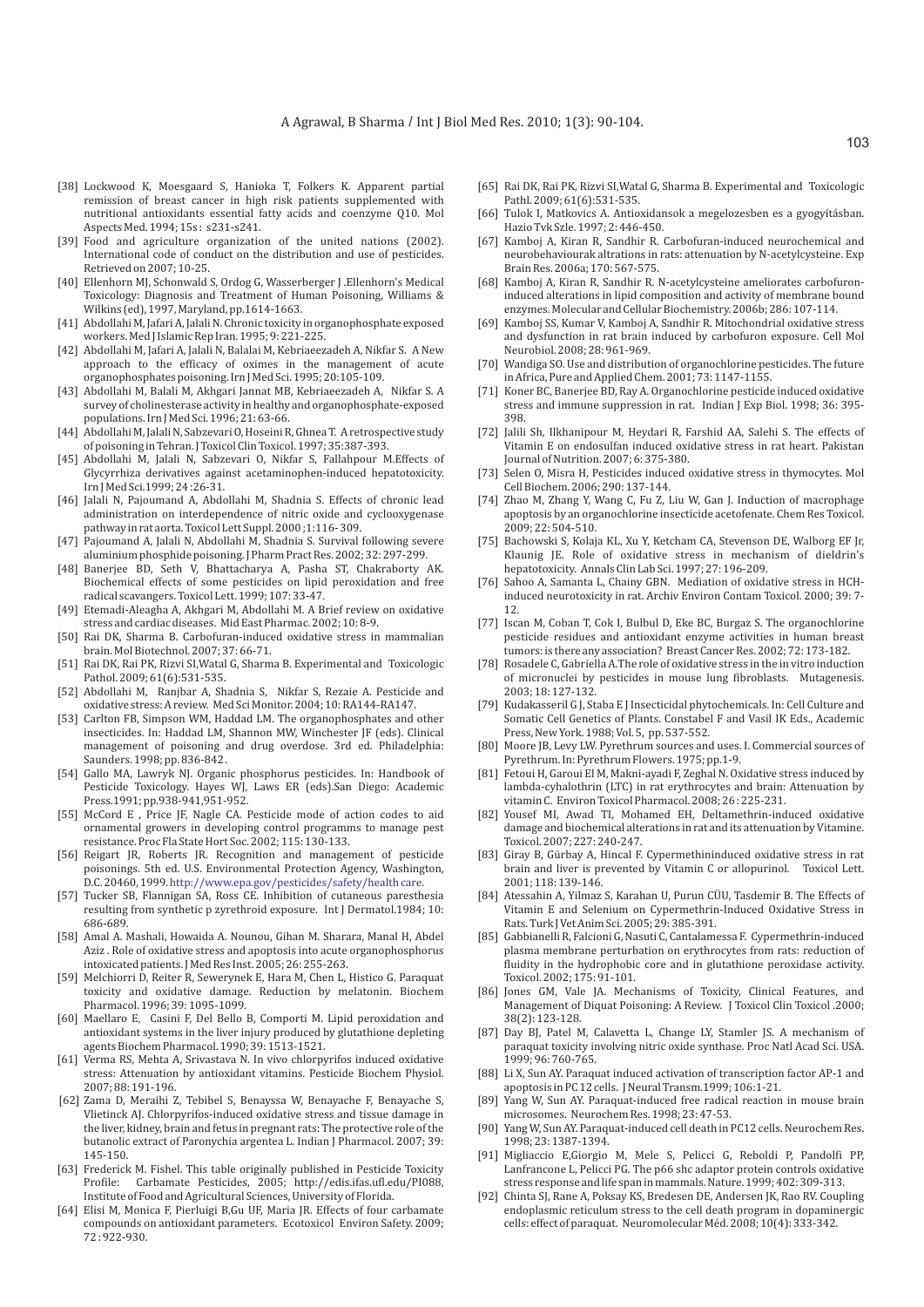[38] Lockwood K, Moesgaard S, Hanioka T, Folkers K. Apparent partial remission of breast cancer in high risk patients supplemented with nutritional antioxidants essential fatty acids and coenzyme Q10. Mol Aspects Med. 1994; 15s : s231-s241.

[39] Food and agriculture organization of the united nations (2002). International code of conduct on the distribution and use of pesticides. Retrieved on 2007; 10-25.

[40] Ellenhorn MJ, Schonwald S, Ordog G, Wasserberger J .Ellenhorn's Medical Toxicology: Diagnosis and Treatment of Human Poisoning, Williams & Wilkins (ed), 1997, Maryland, pp.1614-1663.

[41] Abdollahi M, Jafari A, Jalali N. Chronic toxicity in organophosphate exposed workers. Med J Islamic Rep Iran. 1995; 9: 221-225.

[42] Abdollahi M, Jafari A, Jalali N, Balalai M, Kebriaeezadeh A, Nikfar S. A New approach to the efficacy of oximes in the management of acute organophosphates poisoning. Irn J Med Sci. 1995; 20:105-109.

[43] Abdollahi M, Balali M, Akhgari Jannat MB, Kebriaeezadeh A, Nikfar S. A survey of cholinesterase activity in healthy and organophosphate-exposed populations. Irn J Med Sci. 1996; 21: 63-66.

[44] Abdollahi M, Jalali N, Sabzevari O, Hoseini R, Ghnea T. A retrospective study of poisoning in Tehran. J Toxicol Clin Toxicol. 1997; 35:387-393.

[45] Abdollahi M, Jalali N, Sabzevari O, Nikfar S, Fallahpour M.Effects of Glycyrrhiza derivatives against acetaminophen-induced hepatotoxicity. Irn J Med Sci.1999; 24 :26-31.

[46] Jalali N, Pajoumand A, Abdollahi M, Shadnia S. Effects of chronic lead administration on interdependence of nitric oxide and cyclooxygenase pathway in rat aorta. Toxicol Lett Suppl. 2000 ;1:116- 309.

[47] Pajoumand A, Jalali N, Abdollahi M, Shadnia S. Survival following severe aluminium phosphide poisoning. J Pharm Pract Res. 2002; 32: 297-299.

[48] Banerjee BD, Seth V, Bhattacharya A, Pasha ST, Chakraborty AK. Biochemical effects of some pesticides on lipid peroxidation and free radical scavengers. Toxicol Lett. 1999; 107: 33-47.

[49] Etemadi-Aleagha A, Akhgari M, Abdollahi M. A Brief review on oxidative stress and cardiac diseases. Mid East Pharmac. 2002; 10: 8-9.

[50] Rai DK, Sharma B. Carbofuran-induced oxidative stress in mammalian brain. Mol Biotechnol. 2007; 37: 66-71.

[51] Rai DK, Rai PK, Rizvi SI,Watal G, Sharma B. Experimental and Toxicologic Pathol. 2009; 61(6):531-535.

[52] Abdollahi M, Ranjbar A, Shadnia S, Nikfar S, Rezaie A. Pesticide and oxidative stress: A review. Med Sci Monitor. 2004; 10: RA144-RA147.

[53] Carlton FB, Simpson WM, Haddad LM. The organophosphates and other insecticides. In: Haddad LM, Shannon MW, Winchester JF (eds). Clinical management of poisoning and drug overdose. 3rd ed. Philadelphia: Saunders. 1998; pp. 836-842 .

[54] Gallo MA, Lawryk NJ. Organic phosphorus pesticides. In: Handbook of Pesticide Toxicology. Hayes WJ, Laws ER (eds).San Diego: Academic Press.1991; pp.938-941,951-952.

[55] McCord E , Price JF, Nagle CA. Pesticide mode of action codes to aid ornamental growers in developing control programms to manage pest resistance. Proc Fla State Hort Soc. 2002; 115: 130-133.

[56] Reigart JR, Roberts JR. Recognition and management of pesticide poisonings. 5th ed. U.S. Environmental Protection Agency, Washington, D.C. 20460, 1999. http://www.epa.gov/pesticides/safety/health care.

[57] Tucker SB, Flannigan SA, Ross CE. Inhibition of cutaneous paresthesia resulting from synthetic p zyrethroid exposure. Int J Dermatol.1984; 10: 686-689.

[58] Amal A. Mashali, Howaida A. Nounou, Gihan M. Sharara, Manal H, Abdel Aziz . Role of oxidative stress and apoptosis into acute organophosphorus intoxicated patients. J Med Res Inst. 2005; 26: 255-263.

[59] Melchiorri D, Reiter R, Sewerynek E, Hara M, Chen L, Histico G. Paraquat toxicity and oxidative damage. Reduction by melatonin. Biochem Pharmacol. 1996; 39: 1095-1099.

[60] Maellaro E, Casini F, Del Bello B, Comporti M. Lipid peroxidation and antioxidant systems in the liver injury produced by glutathione depleting agents Biochem Pharmacol. 1990; 39: 1513-1521.

[61] Verma RS, Mehta A, Srivastava N. In vivo chlorpyrifos induced oxidative stress: Attenuation by antioxidant vitamins. Pesticide Biochem Physiol. 2007; 88: 191-196.

[62] Zama D, Meraihi Z, Tebibel S, Benayssa W, Benayache F, Benayache S, Vlietinck AJ. Chlorpyrifos-induced oxidative stress and tissue damage in the liver, kidney, brain and fetus in pregnant rats: The protective role of the butanolic extract of Paronychia argentea L. Indian J Pharmacol. 2007; 39: 145-150.

[63] Frederick M. Fishel. This table originally published in Pesticide Toxicity Profile: Carbamate Pesticides, 2005; http://edis.ifas.ufl.edu/PI088, Institute of Food and Agricultural Sciences, University of Florida.

[64] Elisi M, Monica F, Pierluigi B,Gu UF, Maria JR. Effects of four carbamate compounds on antioxidant parameters. Ecotoxicol Environ Safety. 2009; 72 : 922-930.

[65] Rai DK, Rai PK, Rizvi SI,Watal G, Sharma B. Experimental and Toxicologic Pathl. 2009; 61(6):531-535.

[66] Tulok I, Matkovics A. Antioxidansok a megelozesben es a gyogyításban. Hazio Tvk Szle. 1997; 2: 446-450.

[67] Kamboj A, Kiran R, Sandhir R. Carbofuran-induced neurochemical and neurobehaviourak altrations in rats: attenuation by N-acetylcysteine. Exp Brain Res. 2006a; 170: 567-575.

[68] Kamboj A, Kiran R, Sandhir R. N-acetylcysteine ameliorates carbofuron-induced alterations in lipid composition and activity of membrane bound enzymes. Molecular and Cellular Biochemistry. 2006b; 286: 107-114.

[69] Kamboj SS, Kumar V, Kamboj A, Sandhir R. Mitochondrial oxidative stress and dysfunction in rat brain induced by carbofuron exposure. Cell Mol Neurobiol. 2008; 28: 961-969.

[70] Wandiga SO. Use and distribution of organochlorine pesticides. The future in Africa, Pure and Applied Chem. 2001; 73: 1147-1155.

[71] Koner BC, Banerjee BD, Ray A. Organochlorine pesticide induced oxidative stress and immune suppression in rat. Indian J Exp Biol. 1998; 36: 395-398.

[72] Jalili Sh, Ilkhanipour M, Heydari R, Farshid AA, Salehi S. The effects of Vitamin E on endosulfan induced oxidative stress in rat heart. Pakistan Journal of Nutrition. 2007; 6: 375-380.

[73] Selen O, Misra H, Pesticides induced oxidative stress in thymocytes. Mol Cell Biochem. 2006; 290: 137-144.

[74] Zhao M, Zhang Y, Wang C, Fu Z, Liu W, Gan J. Induction of macrophage apoptosis by an organochlorine insecticide acetofenate. Chem Res Toxicol. 2009; 22: 504-510.

[75] Bachowski S, Kolaja KL, Xu Y, Ketcham CA, Stevenson DE, Walborg EF Jr, Klaunig JE. Role of oxidative stress in mechanism of dieldrin's hepatotoxicity. Annals Clin Lab Sci. 1997; 27: 196-209.

[76] Sahoo A, Samanta L, Chainy GBN. Mediation of oxidative stress in HCH-induced neurotoxicity in rat. Archiv Environ Contam Toxicol. 2000; 39: 7-12.

[77] Iscan M, Coban T, Cok I, Bulbul D, Eke BC, Burgaz S. The organochlorine pesticide residues and antioxidant enzyme activities in human breast tumors: is there any association? Breast Cancer Res. 2002; 72: 173-182.

[78] Rosadele C, Gabriella A.The role of oxidative stress in the in vitro induction of micronuclei by pesticides in mouse lung fibroblasts. Mutagenesis. 2003; 18: 127-132.

[79] Kudakasseril G J, Staba E J Insecticidal phytochemicals. In: Cell Culture and Somatic Cell Genetics of Plants. Constabel F and Vasil IK Eds., Academic Press, New York. 1988; Vol. 5, pp. 537-552.

[80] Moore JB, Levy LW. Pyrethrum sources and uses. I. Commercial sources of Pyrethrum. In: Pyrethrum Flowers. 1975; pp.1-9.

[81] Fetoui H, Garoui El M, Makni-ayadi F, Zeghal N. Oxidative stress induced by lambda-cyhalothrin (LTC) in rat erythrocytes and brain: Attenuation by vitamin C. Environ Toxicol Pharmacol. 2008; 26 : 225-231.

[82] Yousef MI, Awad TI, Mohamed EH, Deltamethrin-induced oxidative damage and biochemical alterations in rat and its attenuation by Vitamine. Toxicol. 2007; 227: 240-247.

[83] Giray B, Gürbay A, Hincal F. Cypermethininduced oxidative stress in rat brain and liver is prevented by Vitamin C or allopurinol. Toxicol Lett. 2001; 118: 139-146.

[84] Atessahin A, Yilmaz S, Karahan U, Purun CÜU, Tasdemir B. The Effects of Vitamin E and Selenium on Cypermethrin-Induced Oxidative Stress in Rats. Turk J Vet Anim Sci. 2005; 29: 385-391.

[85] Gabbianelli R, Falcioni G, Nasuti C, Cantalamessa F. Cypermethrin-induced plasma membrane perturbation on erythrocytes from rats: reduction of fluidity in the hydrophobic core and in glutathione peroxidase activity. Toxicol. 2002; 175: 91-101.

[86] Jones GM, Vale JA. Mechanisms of Toxicity, Clinical Features, and Management of Diquat Poisoning: A Review. J Toxicol Clin Toxicol .2000; 38(2): 123-128.

[87] Day BJ, Patel M, Calavetta L, Change LY, Stamler JS. A mechanism of paraquat toxicity involving nitric oxide synthase. Proc Natl Acad Sci. USA. 1999; 96: 760-765.

[88] Li X, Sun AY. Paraquat induced activation of transcription factor AP-1 and apoptosis in PC 12 cells. J Neural Transm.1999; 106:1-21.

[89] Yang W, Sun AY. Paraquat-induced free radical reaction in mouse brain microsomes. Neurochem Res. 1998; 23: 47-53.

[90] Yang W, Sun AY. Paraquat-induced cell death in PC12 cells. Neurochem Res. 1998; 23: 1387-1394.

[91] Migliaccio E,Giorgio M, Mele S, Pelicci G, Reboldi P, Pandolfi PP, Lanfrancone L, Pelicci PG. The p66 shc adaptor protein controls oxidative stress response and life span in mammals. Nature. 1999; 402: 309-313.

[92] Chinta SJ, Rane A, Poksay KS, Bredesen DE, Andersen JK, Rao RV. Coupling endoplasmic reticulum stress to the cell death program in dopaminergic cells: effect of paraquat. Neuromolecular Méd. 2008; 10(4): 333-342.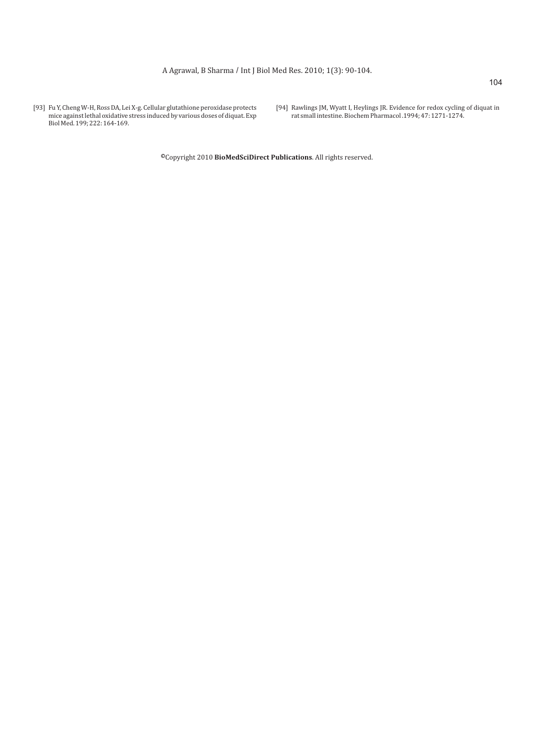[93] Fu Y, Cheng W-H, Ross DA, Lei X-g. Cellular glutathione peroxidase protects mice against lethal oxidative stress induced by various doses of diquat. Exp Biol Med. 199; 222: 164-169.

[94] Rawlings JM, Wyatt I, Heylings JR. Evidence for redox cycling of diquat in rat small intestine. Biochem Pharmacol .1994; 47: 1271-1274.

©Copyright 2010 **BioMedSciDirect Publications**. All rights reserved.